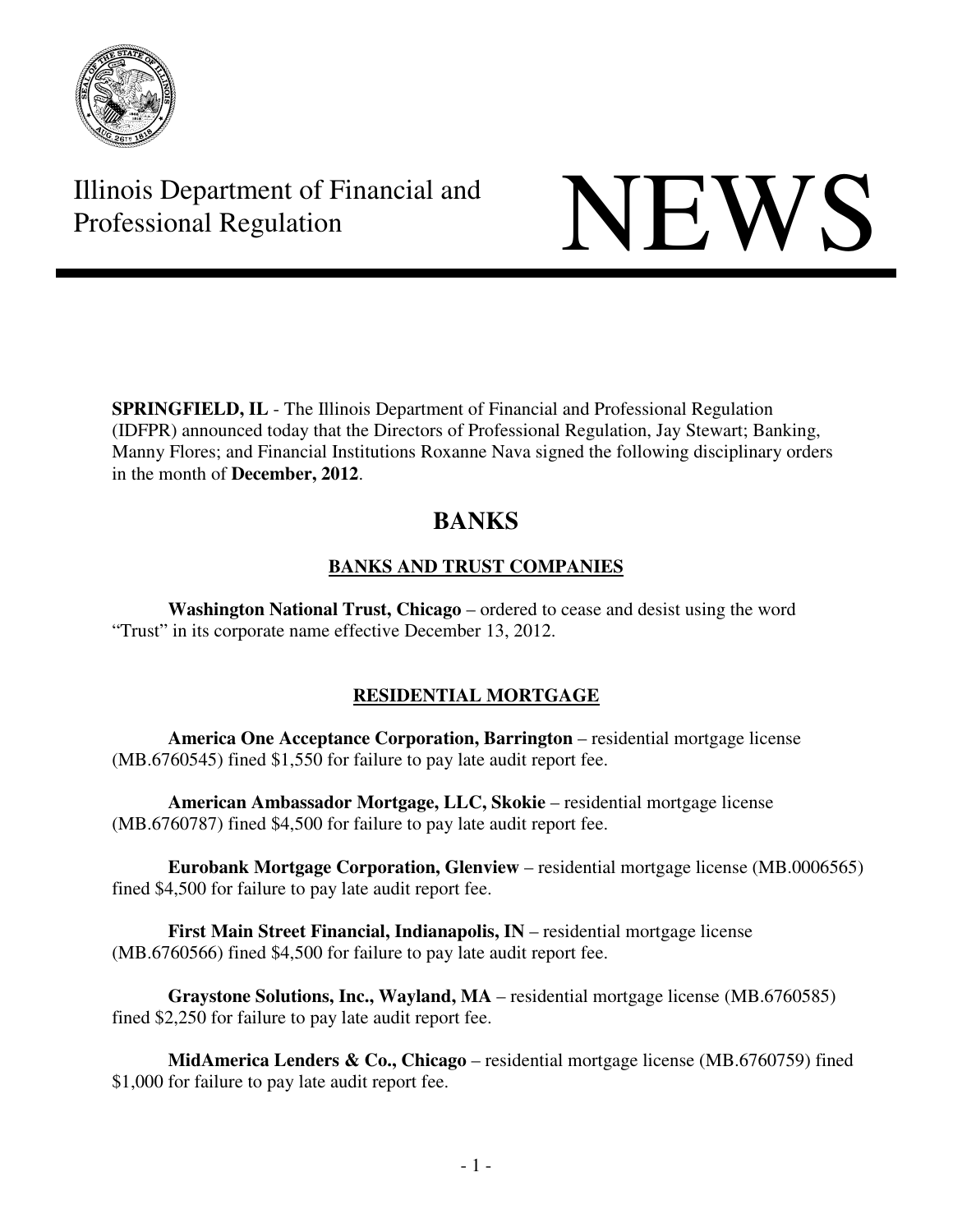Illinois Department of Financial and Professional Regulation

# NEWS

**SPRINGFIELD, IL** - The Illinois Department of Financial and Professional Regulation (IDFPR) announced today that the Directors of Professional Regulation, Jay Stewart; Banking, Manny Flores; and Financial Institutions Roxanne Nava signed the following disciplinary orders in the month of **December, 2012**.

## BANKS

### BANKS AND TRUST COMPANIES

**Washington National Trust, Chicago** – ordered to cease and desist using the word "Trust" in its corporate name effective December 13, 2012.

### RESIDENTIAL MORTGAGE

**America One Acceptance Corporation, Barrington** – residential mortgage license (MB.6760545) fined $1,550 for failure to pay late audit report fee.

**American Ambassador Mortgage, LLC, Skokie** – residential mortgage license (MB.6760787) fined $4,500 for failure to pay late audit report fee.

**Eurobank Mortgage Corporation, Glenview** – residential mortgage license (MB.0006565) fined $4,500 for failure to pay late audit report fee.

**First Main Street Financial, Indianapolis, IN** – residential mortgage license (MB.6760566) fined $4,500 for failure to pay late audit report fee.

**Graystone Solutions, Inc., Wayland, MA** – residential mortgage license (MB.6760585) fined $2,250 for failure to pay late audit report fee.

**MidAmerica Lenders & Co., Chicago** – residential mortgage license (MB.6760759) fined $1,000 for failure to pay late audit report fee.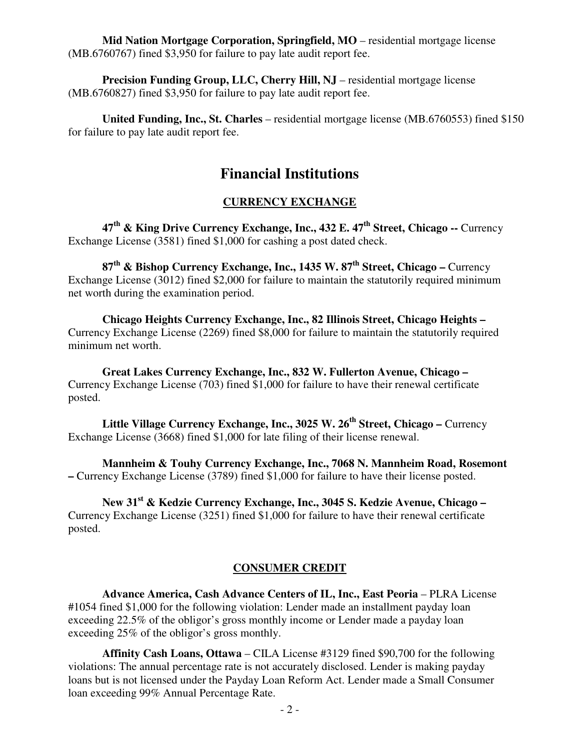**Mid Nation Mortgage Corporation, Springfield, MO** – residential mortgage license (MB.6760767) fined $3,950 for failure to pay late audit report fee.

**Precision Funding Group, LLC, Cherry Hill, NJ** – residential mortgage license (MB.6760827) fined $3,950 for failure to pay late audit report fee.

**United Funding, Inc., St. Charles** – residential mortgage license (MB.6760553) fined $150 for failure to pay late audit report fee.

# Financial Institutions

## CURRENCY EXCHANGE

**47th & King Drive Currency Exchange, Inc., 432 E. 47th Street, Chicago --** Currency Exchange License (3581) fined $1,000 for cashing a post dated check.

**87th & Bishop Currency Exchange, Inc., 1435 W. 87th Street, Chicago –** Currency Exchange License (3012) fined $2,000 for failure to maintain the statutorily required minimum net worth during the examination period.

**Chicago Heights Currency Exchange, Inc., 82 Illinois Street, Chicago Heights –** Currency Exchange License (2269) fined $8,000 for failure to maintain the statutorily required minimum net worth.

**Great Lakes Currency Exchange, Inc., 832 W. Fullerton Avenue, Chicago –** Currency Exchange License (703) fined $1,000 for failure to have their renewal certificate posted.

**Little Village Currency Exchange, Inc., 3025 W. 26th Street, Chicago –** Currency Exchange License (3668) fined $1,000 for late filing of their license renewal.

**Mannheim & Touhy Currency Exchange, Inc., 7068 N. Mannheim Road, Rosemont –** Currency Exchange License (3789) fined $1,000 for failure to have their license posted.

**New 31st & Kedzie Currency Exchange, Inc., 3045 S. Kedzie Avenue, Chicago –** Currency Exchange License (3251) fined $1,000 for failure to have their renewal certificate posted.

## CONSUMER CREDIT

**Advance America, Cash Advance Centers of IL, Inc., East Peoria** – PLRA License #1054 fined $1,000 for the following violation: Lender made an installment payday loan exceeding 22.5% of the obligor's gross monthly income or Lender made a payday loan exceeding 25% of the obligor's gross monthly.

**Affinity Cash Loans, Ottawa** – CILA License #3129 fined $90,700 for the following violations: The annual percentage rate is not accurately disclosed. Lender is making payday loans but is not licensed under the Payday Loan Reform Act. Lender made a Small Consumer loan exceeding 99% Annual Percentage Rate.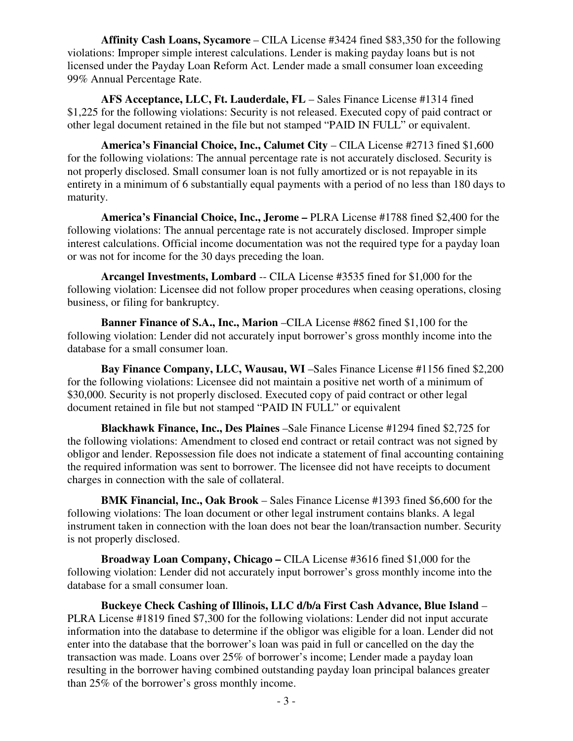**Affinity Cash Loans, Sycamore** – CILA License #3424 fined $83,350 for the following violations: Improper simple interest calculations. Lender is making payday loans but is not licensed under the Payday Loan Reform Act. Lender made a small consumer loan exceeding 99% Annual Percentage Rate.

**AFS Acceptance, LLC, Ft. Lauderdale, FL** – Sales Finance License #1314 fined $1,225 for the following violations: Security is not released. Executed copy of paid contract or other legal document retained in the file but not stamped "PAID IN FULL" or equivalent.

**America's Financial Choice, Inc., Calumet City** – CILA License #2713 fined $1,600 for the following violations: The annual percentage rate is not accurately disclosed. Security is not properly disclosed. Small consumer loan is not fully amortized or is not repayable in its entirety in a minimum of 6 substantially equal payments with a period of no less than 180 days to maturity.

**America's Financial Choice, Inc., Jerome –** PLRA License #1788 fined $2,400 for the following violations: The annual percentage rate is not accurately disclosed. Improper simple interest calculations. Official income documentation was not the required type for a payday loan or was not for income for the 30 days preceding the loan.

**Arcangel Investments, Lombard** -- CILA License #3535 fined for $1,000 for the following violation: Licensee did not follow proper procedures when ceasing operations, closing business, or filing for bankruptcy.

**Banner Finance of S.A., Inc., Marion** –CILA License #862 fined $1,100 for the following violation: Lender did not accurately input borrower's gross monthly income into the database for a small consumer loan.

**Bay Finance Company, LLC, Wausau, WI** –Sales Finance License #1156 fined $2,200 for the following violations: Licensee did not maintain a positive net worth of a minimum of $30,000. Security is not properly disclosed. Executed copy of paid contract or other legal document retained in file but not stamped "PAID IN FULL" or equivalent

**Blackhawk Finance, Inc., Des Plaines** –Sale Finance License #1294 fined $2,725 for the following violations: Amendment to closed end contract or retail contract was not signed by obligor and lender. Repossession file does not indicate a statement of final accounting containing the required information was sent to borrower. The licensee did not have receipts to document charges in connection with the sale of collateral.

**BMK Financial, Inc., Oak Brook** – Sales Finance License #1393 fined $6,600 for the following violations: The loan document or other legal instrument contains blanks. A legal instrument taken in connection with the loan does not bear the loan/transaction number. Security is not properly disclosed.

**Broadway Loan Company, Chicago –** CILA License #3616 fined $1,000 for the following violation: Lender did not accurately input borrower's gross monthly income into the database for a small consumer loan.

**Buckeye Check Cashing of Illinois, LLC d/b/a First Cash Advance, Blue Island** – PLRA License #1819 fined $7,300 for the following violations: Lender did not input accurate information into the database to determine if the obligor was eligible for a loan. Lender did not enter into the database that the borrower's loan was paid in full or cancelled on the day the transaction was made. Loans over 25% of borrower's income; Lender made a payday loan resulting in the borrower having combined outstanding payday loan principal balances greater than 25% of the borrower's gross monthly income.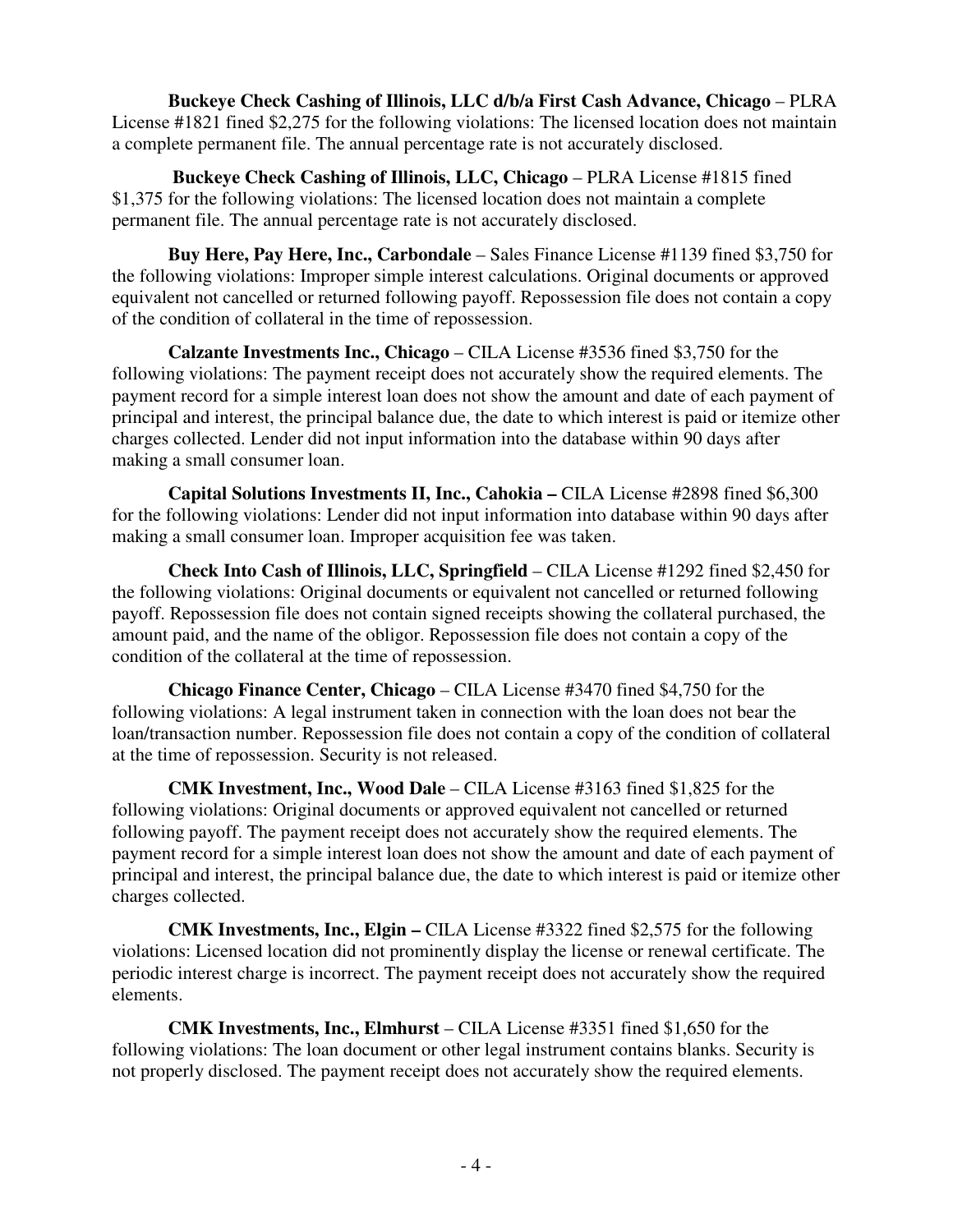**Buckeye Check Cashing of Illinois, LLC d/b/a First Cash Advance, Chicago** – PLRA License #1821 fined $2,275 for the following violations: The licensed location does not maintain a complete permanent file. The annual percentage rate is not accurately disclosed.

**Buckeye Check Cashing of Illinois, LLC, Chicago** – PLRA License #1815 fined $1,375 for the following violations: The licensed location does not maintain a complete permanent file. The annual percentage rate is not accurately disclosed.

**Buy Here, Pay Here, Inc., Carbondale** – Sales Finance License #1139 fined $3,750 for the following violations: Improper simple interest calculations. Original documents or approved equivalent not cancelled or returned following payoff. Repossession file does not contain a copy of the condition of collateral in the time of repossession.

**Calzante Investments Inc., Chicago** – CILA License #3536 fined $3,750 for the following violations: The payment receipt does not accurately show the required elements. The payment record for a simple interest loan does not show the amount and date of each payment of principal and interest, the principal balance due, the date to which interest is paid or itemize other charges collected. Lender did not input information into the database within 90 days after making a small consumer loan.

**Capital Solutions Investments II, Inc., Cahokia –** CILA License #2898 fined $6,300 for the following violations: Lender did not input information into database within 90 days after making a small consumer loan. Improper acquisition fee was taken.

**Check Into Cash of Illinois, LLC, Springfield** – CILA License #1292 fined $2,450 for the following violations: Original documents or equivalent not cancelled or returned following payoff. Repossession file does not contain signed receipts showing the collateral purchased, the amount paid, and the name of the obligor. Repossession file does not contain a copy of the condition of the collateral at the time of repossession.

**Chicago Finance Center, Chicago** – CILA License #3470 fined $4,750 for the following violations: A legal instrument taken in connection with the loan does not bear the loan/transaction number. Repossession file does not contain a copy of the condition of collateral at the time of repossession. Security is not released.

**CMK Investment, Inc., Wood Dale** – CILA License #3163 fined $1,825 for the following violations: Original documents or approved equivalent not cancelled or returned following payoff. The payment receipt does not accurately show the required elements. The payment record for a simple interest loan does not show the amount and date of each payment of principal and interest, the principal balance due, the date to which interest is paid or itemize other charges collected.

**CMK Investments, Inc., Elgin –** CILA License #3322 fined $2,575 for the following violations: Licensed location did not prominently display the license or renewal certificate. The periodic interest charge is incorrect. The payment receipt does not accurately show the required elements.

**CMK Investments, Inc., Elmhurst** – CILA License #3351 fined $1,650 for the following violations: The loan document or other legal instrument contains blanks. Security is not properly disclosed. The payment receipt does not accurately show the required elements.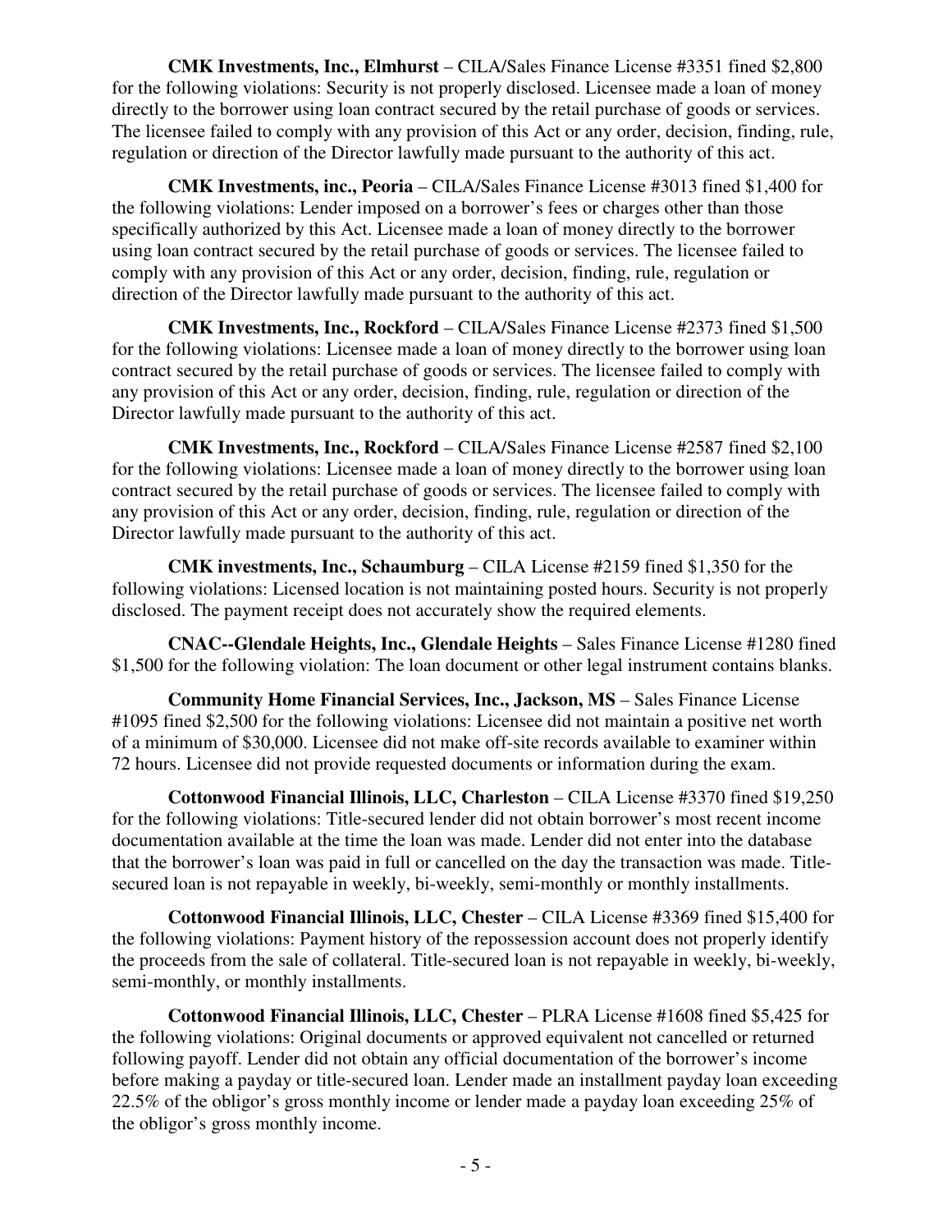**CMK Investments, Inc., Elmhurst** – CILA/Sales Finance License #3351 fined $2,800 for the following violations: Security is not properly disclosed. Licensee made a loan of money directly to the borrower using loan contract secured by the retail purchase of goods or services. The licensee failed to comply with any provision of this Act or any order, decision, finding, rule, regulation or direction of the Director lawfully made pursuant to the authority of this act.

**CMK Investments, inc., Peoria** – CILA/Sales Finance License #3013 fined $1,400 for the following violations: Lender imposed on a borrower's fees or charges other than those specifically authorized by this Act. Licensee made a loan of money directly to the borrower using loan contract secured by the retail purchase of goods or services. The licensee failed to comply with any provision of this Act or any order, decision, finding, rule, regulation or direction of the Director lawfully made pursuant to the authority of this act.

**CMK Investments, Inc., Rockford** – CILA/Sales Finance License #2373 fined $1,500 for the following violations: Licensee made a loan of money directly to the borrower using loan contract secured by the retail purchase of goods or services. The licensee failed to comply with any provision of this Act or any order, decision, finding, rule, regulation or direction of the Director lawfully made pursuant to the authority of this act.

**CMK Investments, Inc., Rockford** – CILA/Sales Finance License #2587 fined $2,100 for the following violations: Licensee made a loan of money directly to the borrower using loan contract secured by the retail purchase of goods or services. The licensee failed to comply with any provision of this Act or any order, decision, finding, rule, regulation or direction of the Director lawfully made pursuant to the authority of this act.

**CMK investments, Inc., Schaumburg** – CILA License #2159 fined $1,350 for the following violations: Licensed location is not maintaining posted hours. Security is not properly disclosed. The payment receipt does not accurately show the required elements.

**CNAC--Glendale Heights, Inc., Glendale Heights** – Sales Finance License #1280 fined $1,500 for the following violation: The loan document or other legal instrument contains blanks.

**Community Home Financial Services, Inc., Jackson, MS** – Sales Finance License #1095 fined $2,500 for the following violations: Licensee did not maintain a positive net worth of a minimum of $30,000. Licensee did not make off-site records available to examiner within 72 hours. Licensee did not provide requested documents or information during the exam.

**Cottonwood Financial Illinois, LLC, Charleston** – CILA License #3370 fined $19,250 for the following violations: Title-secured lender did not obtain borrower's most recent income documentation available at the time the loan was made. Lender did not enter into the database that the borrower's loan was paid in full or cancelled on the day the transaction was made. Title-secured loan is not repayable in weekly, bi-weekly, semi-monthly or monthly installments.

**Cottonwood Financial Illinois, LLC, Chester** – CILA License #3369 fined $15,400 for the following violations: Payment history of the repossession account does not properly identify the proceeds from the sale of collateral. Title-secured loan is not repayable in weekly, bi-weekly, semi-monthly, or monthly installments.

**Cottonwood Financial Illinois, LLC, Chester** – PLRA License #1608 fined $5,425 for the following violations: Original documents or approved equivalent not cancelled or returned following payoff. Lender did not obtain any official documentation of the borrower's income before making a payday or title-secured loan. Lender made an installment payday loan exceeding 22.5% of the obligor's gross monthly income or lender made a payday loan exceeding 25% of the obligor's gross monthly income.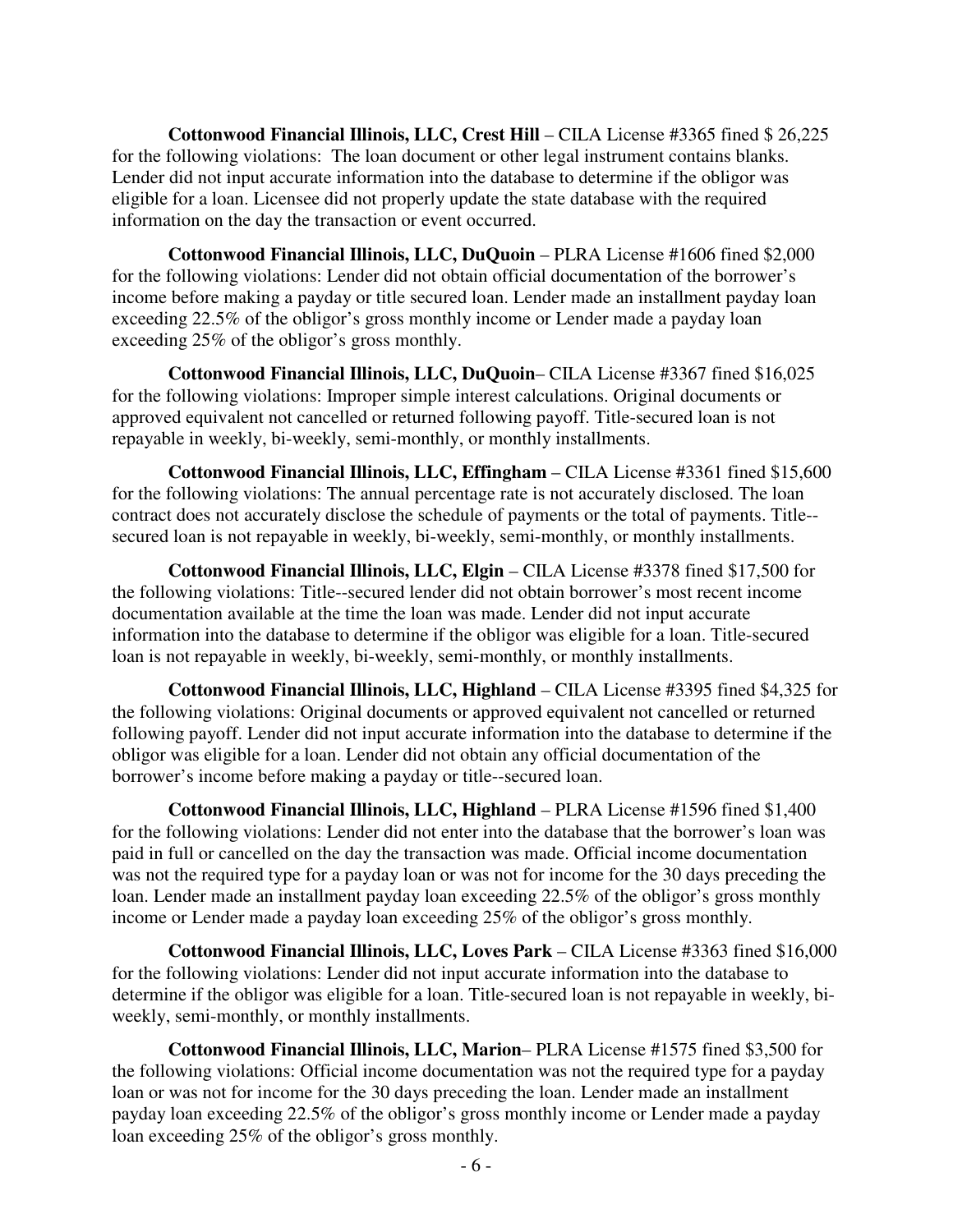**Cottonwood Financial Illinois, LLC, Crest Hill** – CILA License #3365 fined $ 26,225 for the following violations: The loan document or other legal instrument contains blanks. Lender did not input accurate information into the database to determine if the obligor was eligible for a loan. Licensee did not properly update the state database with the required information on the day the transaction or event occurred.

**Cottonwood Financial Illinois, LLC, DuQuoin** – PLRA License #1606 fined $2,000 for the following violations: Lender did not obtain official documentation of the borrower's income before making a payday or title secured loan. Lender made an installment payday loan exceeding 22.5% of the obligor's gross monthly income or Lender made a payday loan exceeding 25% of the obligor's gross monthly.

**Cottonwood Financial Illinois, LLC, DuQuoin**– CILA License #3367 fined $16,025 for the following violations: Improper simple interest calculations. Original documents or approved equivalent not cancelled or returned following payoff. Title-secured loan is not repayable in weekly, bi-weekly, semi-monthly, or monthly installments.

**Cottonwood Financial Illinois, LLC, Effingham** – CILA License #3361 fined $15,600 for the following violations: The annual percentage rate is not accurately disclosed. The loan contract does not accurately disclose the schedule of payments or the total of payments. Title--secured loan is not repayable in weekly, bi-weekly, semi-monthly, or monthly installments.

**Cottonwood Financial Illinois, LLC, Elgin** – CILA License #3378 fined $17,500 for the following violations: Title--secured lender did not obtain borrower's most recent income documentation available at the time the loan was made. Lender did not input accurate information into the database to determine if the obligor was eligible for a loan. Title-secured loan is not repayable in weekly, bi-weekly, semi-monthly, or monthly installments.

**Cottonwood Financial Illinois, LLC, Highland** – CILA License #3395 fined $4,325 for the following violations: Original documents or approved equivalent not cancelled or returned following payoff. Lender did not input accurate information into the database to determine if the obligor was eligible for a loan. Lender did not obtain any official documentation of the borrower's income before making a payday or title--secured loan.

**Cottonwood Financial Illinois, LLC, Highland** – PLRA License #1596 fined $1,400 for the following violations: Lender did not enter into the database that the borrower's loan was paid in full or cancelled on the day the transaction was made. Official income documentation was not the required type for a payday loan or was not for income for the 30 days preceding the loan. Lender made an installment payday loan exceeding 22.5% of the obligor's gross monthly income or Lender made a payday loan exceeding 25% of the obligor's gross monthly.

**Cottonwood Financial Illinois, LLC, Loves Park** – CILA License #3363 fined $16,000 for the following violations: Lender did not input accurate information into the database to determine if the obligor was eligible for a loan. Title-secured loan is not repayable in weekly, bi-weekly, semi-monthly, or monthly installments.

**Cottonwood Financial Illinois, LLC, Marion**– PLRA License #1575 fined $3,500 for the following violations: Official income documentation was not the required type for a payday loan or was not for income for the 30 days preceding the loan. Lender made an installment payday loan exceeding 22.5% of the obligor's gross monthly income or Lender made a payday loan exceeding 25% of the obligor's gross monthly.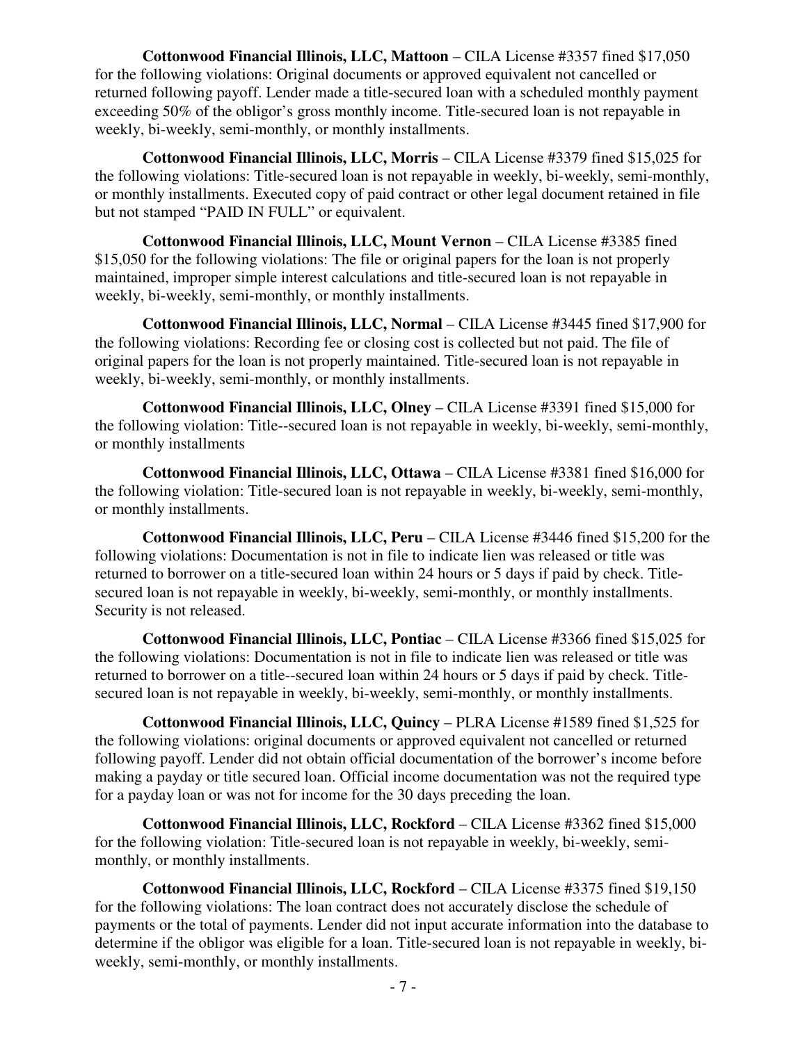**Cottonwood Financial Illinois, LLC, Mattoon** – CILA License #3357 fined $17,050 for the following violations: Original documents or approved equivalent not cancelled or returned following payoff. Lender made a title-secured loan with a scheduled monthly payment exceeding 50% of the obligor's gross monthly income. Title-secured loan is not repayable in weekly, bi-weekly, semi-monthly, or monthly installments.

**Cottonwood Financial Illinois, LLC, Morris** – CILA License #3379 fined $15,025 for the following violations: Title-secured loan is not repayable in weekly, bi-weekly, semi-monthly, or monthly installments. Executed copy of paid contract or other legal document retained in file but not stamped "PAID IN FULL" or equivalent.

**Cottonwood Financial Illinois, LLC, Mount Vernon** – CILA License #3385 fined $15,050 for the following violations: The file or original papers for the loan is not properly maintained, improper simple interest calculations and title-secured loan is not repayable in weekly, bi-weekly, semi-monthly, or monthly installments.

**Cottonwood Financial Illinois, LLC, Normal** – CILA License #3445 fined $17,900 for the following violations: Recording fee or closing cost is collected but not paid. The file of original papers for the loan is not properly maintained. Title-secured loan is not repayable in weekly, bi-weekly, semi-monthly, or monthly installments.

**Cottonwood Financial Illinois, LLC, Olney** – CILA License #3391 fined $15,000 for the following violation: Title--secured loan is not repayable in weekly, bi-weekly, semi-monthly, or monthly installments

**Cottonwood Financial Illinois, LLC, Ottawa** – CILA License #3381 fined $16,000 for the following violation: Title-secured loan is not repayable in weekly, bi-weekly, semi-monthly, or monthly installments.

**Cottonwood Financial Illinois, LLC, Peru** – CILA License #3446 fined $15,200 for the following violations: Documentation is not in file to indicate lien was released or title was returned to borrower on a title-secured loan within 24 hours or 5 days if paid by check. Title-secured loan is not repayable in weekly, bi-weekly, semi-monthly, or monthly installments. Security is not released.

**Cottonwood Financial Illinois, LLC, Pontiac** – CILA License #3366 fined $15,025 for the following violations: Documentation is not in file to indicate lien was released or title was returned to borrower on a title--secured loan within 24 hours or 5 days if paid by check. Title-secured loan is not repayable in weekly, bi-weekly, semi-monthly, or monthly installments.

**Cottonwood Financial Illinois, LLC, Quincy** – PLRA License #1589 fined $1,525 for the following violations: original documents or approved equivalent not cancelled or returned following payoff. Lender did not obtain official documentation of the borrower's income before making a payday or title secured loan. Official income documentation was not the required type for a payday loan or was not for income for the 30 days preceding the loan.

**Cottonwood Financial Illinois, LLC, Rockford** – CILA License #3362 fined $15,000 for the following violation: Title-secured loan is not repayable in weekly, bi-weekly, semi-monthly, or monthly installments.

**Cottonwood Financial Illinois, LLC, Rockford** – CILA License #3375 fined $19,150 for the following violations: The loan contract does not accurately disclose the schedule of payments or the total of payments. Lender did not input accurate information into the database to determine if the obligor was eligible for a loan. Title-secured loan is not repayable in weekly, bi-weekly, semi-monthly, or monthly installments.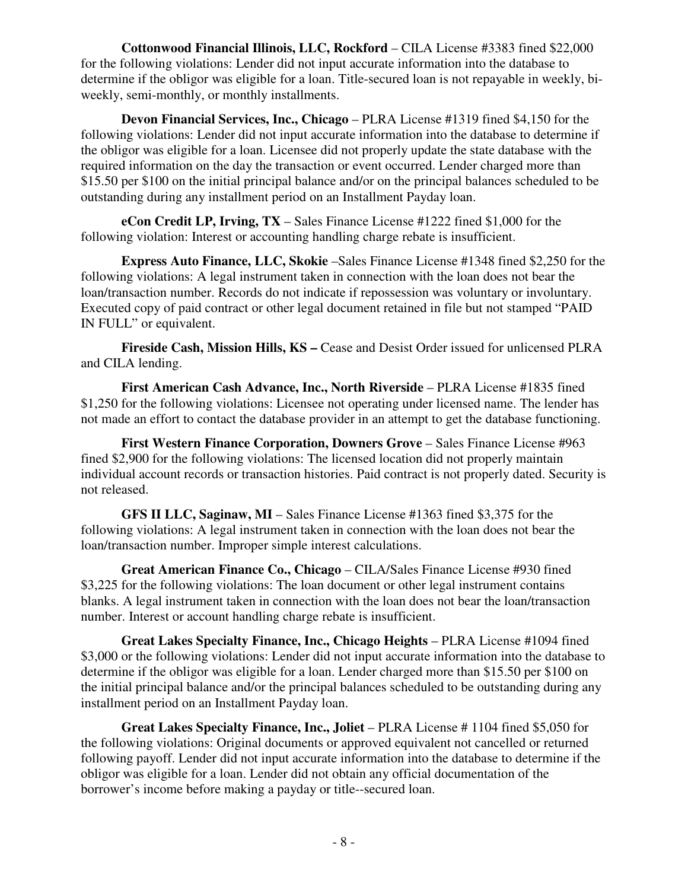**Cottonwood Financial Illinois, LLC, Rockford** – CILA License #3383 fined $22,000 for the following violations: Lender did not input accurate information into the database to determine if the obligor was eligible for a loan. Title-secured loan is not repayable in weekly, bi-weekly, semi-monthly, or monthly installments.

**Devon Financial Services, Inc., Chicago** – PLRA License #1319 fined $4,150 for the following violations: Lender did not input accurate information into the database to determine if the obligor was eligible for a loan. Licensee did not properly update the state database with the required information on the day the transaction or event occurred. Lender charged more than $15.50 per $100 on the initial principal balance and/or on the principal balances scheduled to be outstanding during any installment period on an Installment Payday loan.

**eCon Credit LP, Irving, TX** – Sales Finance License #1222 fined $1,000 for the following violation: Interest or accounting handling charge rebate is insufficient.

**Express Auto Finance, LLC, Skokie** –Sales Finance License #1348 fined $2,250 for the following violations: A legal instrument taken in connection with the loan does not bear the loan/transaction number. Records do not indicate if repossession was voluntary or involuntary. Executed copy of paid contract or other legal document retained in file but not stamped "PAID IN FULL" or equivalent.

**Fireside Cash, Mission Hills, KS –** Cease and Desist Order issued for unlicensed PLRA and CILA lending.

**First American Cash Advance, Inc., North Riverside** – PLRA License #1835 fined $1,250 for the following violations: Licensee not operating under licensed name. The lender has not made an effort to contact the database provider in an attempt to get the database functioning.

**First Western Finance Corporation, Downers Grove** – Sales Finance License #963 fined $2,900 for the following violations: The licensed location did not properly maintain individual account records or transaction histories. Paid contract is not properly dated. Security is not released.

**GFS II LLC, Saginaw, MI** – Sales Finance License #1363 fined $3,375 for the following violations: A legal instrument taken in connection with the loan does not bear the loan/transaction number. Improper simple interest calculations.

**Great American Finance Co., Chicago** – CILA/Sales Finance License #930 fined $3,225 for the following violations: The loan document or other legal instrument contains blanks. A legal instrument taken in connection with the loan does not bear the loan/transaction number. Interest or account handling charge rebate is insufficient.

**Great Lakes Specialty Finance, Inc., Chicago Heights** – PLRA License #1094 fined $3,000 or the following violations: Lender did not input accurate information into the database to determine if the obligor was eligible for a loan. Lender charged more than $15.50 per $100 on the initial principal balance and/or the principal balances scheduled to be outstanding during any installment period on an Installment Payday loan.

**Great Lakes Specialty Finance, Inc., Joliet** – PLRA License # 1104 fined $5,050 for the following violations: Original documents or approved equivalent not cancelled or returned following payoff. Lender did not input accurate information into the database to determine if the obligor was eligible for a loan. Lender did not obtain any official documentation of the borrower's income before making a payday or title--secured loan.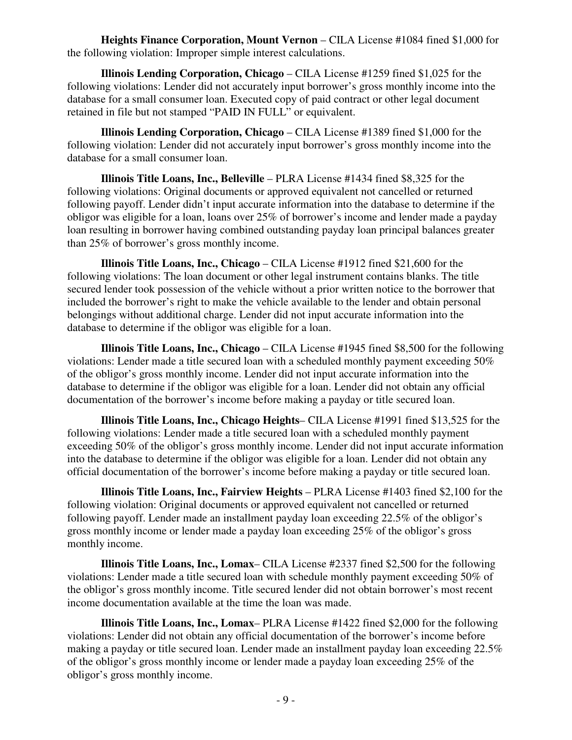**Heights Finance Corporation, Mount Vernon** – CILA License #1084 fined $1,000 for the following violation: Improper simple interest calculations.

**Illinois Lending Corporation, Chicago** – CILA License #1259 fined $1,025 for the following violations: Lender did not accurately input borrower's gross monthly income into the database for a small consumer loan. Executed copy of paid contract or other legal document retained in file but not stamped "PAID IN FULL" or equivalent.

**Illinois Lending Corporation, Chicago** – CILA License #1389 fined $1,000 for the following violation: Lender did not accurately input borrower's gross monthly income into the database for a small consumer loan.

**Illinois Title Loans, Inc., Belleville** – PLRA License #1434 fined $8,325 for the following violations: Original documents or approved equivalent not cancelled or returned following payoff. Lender didn't input accurate information into the database to determine if the obligor was eligible for a loan, loans over 25% of borrower's income and lender made a payday loan resulting in borrower having combined outstanding payday loan principal balances greater than 25% of borrower's gross monthly income.

**Illinois Title Loans, Inc., Chicago** – CILA License #1912 fined $21,600 for the following violations: The loan document or other legal instrument contains blanks. The title secured lender took possession of the vehicle without a prior written notice to the borrower that included the borrower's right to make the vehicle available to the lender and obtain personal belongings without additional charge. Lender did not input accurate information into the database to determine if the obligor was eligible for a loan.

**Illinois Title Loans, Inc., Chicago** – CILA License #1945 fined $8,500 for the following violations: Lender made a title secured loan with a scheduled monthly payment exceeding 50% of the obligor's gross monthly income. Lender did not input accurate information into the database to determine if the obligor was eligible for a loan. Lender did not obtain any official documentation of the borrower's income before making a payday or title secured loan.

**Illinois Title Loans, Inc., Chicago Heights**– CILA License #1991 fined $13,525 for the following violations: Lender made a title secured loan with a scheduled monthly payment exceeding 50% of the obligor's gross monthly income. Lender did not input accurate information into the database to determine if the obligor was eligible for a loan. Lender did not obtain any official documentation of the borrower's income before making a payday or title secured loan.

**Illinois Title Loans, Inc., Fairview Heights** – PLRA License #1403 fined $2,100 for the following violation: Original documents or approved equivalent not cancelled or returned following payoff. Lender made an installment payday loan exceeding 22.5% of the obligor's gross monthly income or lender made a payday loan exceeding 25% of the obligor's gross monthly income.

**Illinois Title Loans, Inc., Lomax**– CILA License #2337 fined $2,500 for the following violations: Lender made a title secured loan with schedule monthly payment exceeding 50% of the obligor's gross monthly income. Title secured lender did not obtain borrower's most recent income documentation available at the time the loan was made.

**Illinois Title Loans, Inc., Lomax**– PLRA License #1422 fined $2,000 for the following violations: Lender did not obtain any official documentation of the borrower's income before making a payday or title secured loan. Lender made an installment payday loan exceeding 22.5% of the obligor's gross monthly income or lender made a payday loan exceeding 25% of the obligor's gross monthly income.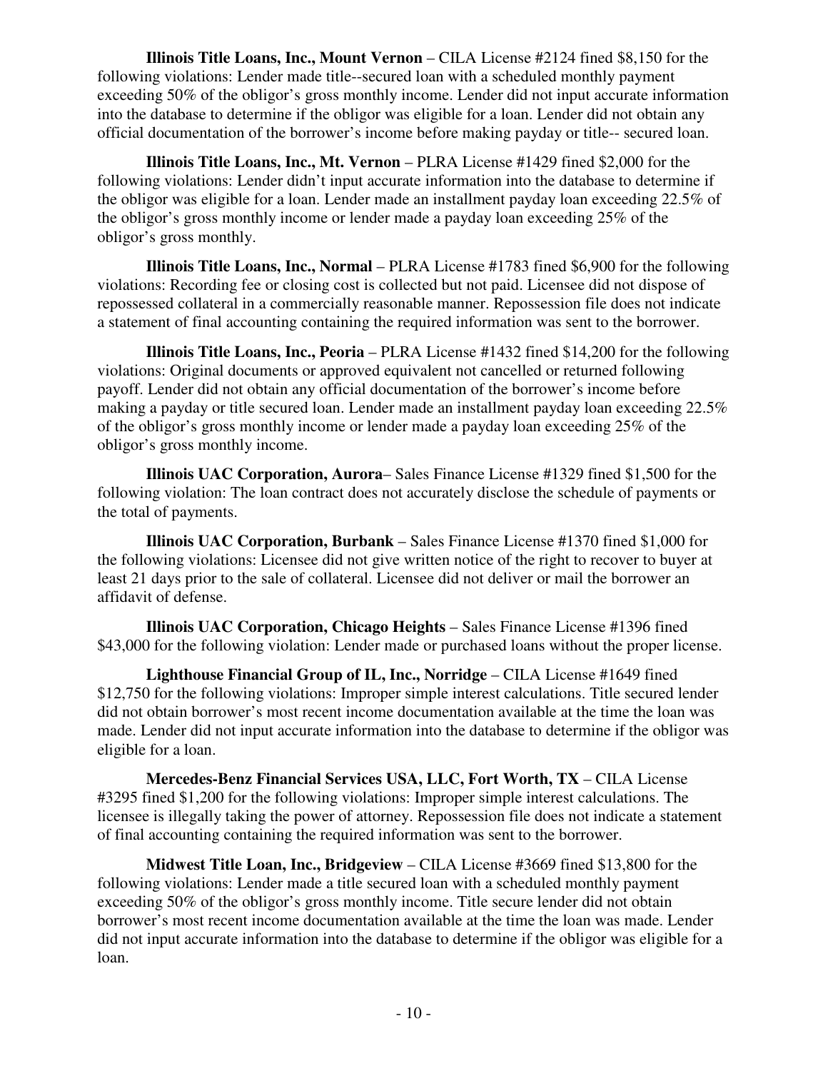**Illinois Title Loans, Inc., Mount Vernon** – CILA License #2124 fined $8,150 for the following violations: Lender made title--secured loan with a scheduled monthly payment exceeding 50% of the obligor's gross monthly income. Lender did not input accurate information into the database to determine if the obligor was eligible for a loan. Lender did not obtain any official documentation of the borrower's income before making payday or title-- secured loan.

**Illinois Title Loans, Inc., Mt. Vernon** – PLRA License #1429 fined $2,000 for the following violations: Lender didn't input accurate information into the database to determine if the obligor was eligible for a loan. Lender made an installment payday loan exceeding 22.5% of the obligor's gross monthly income or lender made a payday loan exceeding 25% of the obligor's gross monthly.

**Illinois Title Loans, Inc., Normal** – PLRA License #1783 fined $6,900 for the following violations: Recording fee or closing cost is collected but not paid. Licensee did not dispose of repossessed collateral in a commercially reasonable manner. Repossession file does not indicate a statement of final accounting containing the required information was sent to the borrower.

**Illinois Title Loans, Inc., Peoria** – PLRA License #1432 fined $14,200 for the following violations: Original documents or approved equivalent not cancelled or returned following payoff. Lender did not obtain any official documentation of the borrower's income before making a payday or title secured loan. Lender made an installment payday loan exceeding 22.5% of the obligor's gross monthly income or lender made a payday loan exceeding 25% of the obligor's gross monthly income.

**Illinois UAC Corporation, Aurora**– Sales Finance License #1329 fined $1,500 for the following violation: The loan contract does not accurately disclose the schedule of payments or the total of payments.

**Illinois UAC Corporation, Burbank** – Sales Finance License #1370 fined $1,000 for the following violations: Licensee did not give written notice of the right to recover to buyer at least 21 days prior to the sale of collateral. Licensee did not deliver or mail the borrower an affidavit of defense.

**Illinois UAC Corporation, Chicago Heights** – Sales Finance License #1396 fined $43,000 for the following violation: Lender made or purchased loans without the proper license.

**Lighthouse Financial Group of IL, Inc., Norridge** – CILA License #1649 fined $12,750 for the following violations: Improper simple interest calculations. Title secured lender did not obtain borrower's most recent income documentation available at the time the loan was made. Lender did not input accurate information into the database to determine if the obligor was eligible for a loan.

**Mercedes-Benz Financial Services USA, LLC, Fort Worth, TX** – CILA License #3295 fined $1,200 for the following violations: Improper simple interest calculations. The licensee is illegally taking the power of attorney. Repossession file does not indicate a statement of final accounting containing the required information was sent to the borrower.

**Midwest Title Loan, Inc., Bridgeview** – CILA License #3669 fined $13,800 for the following violations: Lender made a title secured loan with a scheduled monthly payment exceeding 50% of the obligor's gross monthly income. Title secure lender did not obtain borrower's most recent income documentation available at the time the loan was made. Lender did not input accurate information into the database to determine if the obligor was eligible for a loan.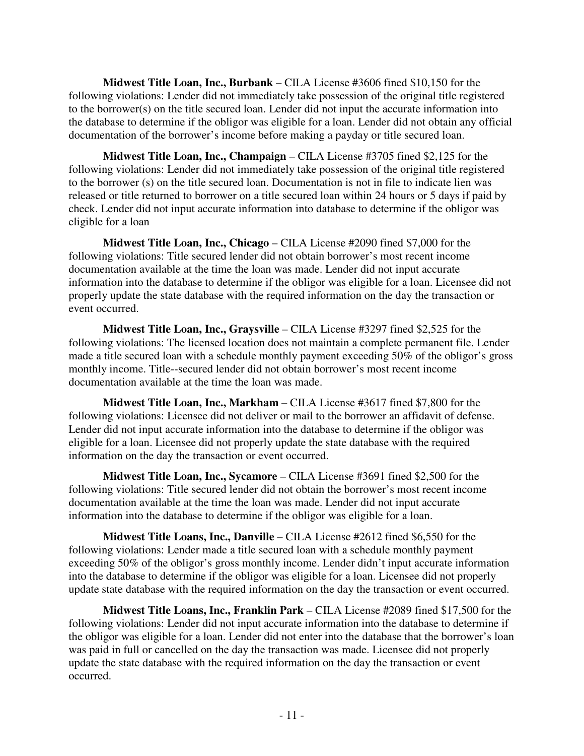**Midwest Title Loan, Inc., Burbank** – CILA License #3606 fined $10,150 for the following violations: Lender did not immediately take possession of the original title registered to the borrower(s) on the title secured loan. Lender did not input the accurate information into the database to determine if the obligor was eligible for a loan. Lender did not obtain any official documentation of the borrower's income before making a payday or title secured loan.

**Midwest Title Loan, Inc., Champaign** – CILA License #3705 fined $2,125 for the following violations: Lender did not immediately take possession of the original title registered to the borrower (s) on the title secured loan. Documentation is not in file to indicate lien was released or title returned to borrower on a title secured loan within 24 hours or 5 days if paid by check. Lender did not input accurate information into database to determine if the obligor was eligible for a loan

**Midwest Title Loan, Inc., Chicago** – CILA License #2090 fined $7,000 for the following violations: Title secured lender did not obtain borrower's most recent income documentation available at the time the loan was made. Lender did not input accurate information into the database to determine if the obligor was eligible for a loan. Licensee did not properly update the state database with the required information on the day the transaction or event occurred.

**Midwest Title Loan, Inc., Graysville** – CILA License #3297 fined $2,525 for the following violations: The licensed location does not maintain a complete permanent file. Lender made a title secured loan with a schedule monthly payment exceeding 50% of the obligor's gross monthly income. Title--secured lender did not obtain borrower's most recent income documentation available at the time the loan was made.

**Midwest Title Loan, Inc., Markham** – CILA License #3617 fined $7,800 for the following violations: Licensee did not deliver or mail to the borrower an affidavit of defense. Lender did not input accurate information into the database to determine if the obligor was eligible for a loan. Licensee did not properly update the state database with the required information on the day the transaction or event occurred.

**Midwest Title Loan, Inc., Sycamore** – CILA License #3691 fined $2,500 for the following violations: Title secured lender did not obtain the borrower's most recent income documentation available at the time the loan was made. Lender did not input accurate information into the database to determine if the obligor was eligible for a loan.

**Midwest Title Loans, Inc., Danville** – CILA License #2612 fined $6,550 for the following violations: Lender made a title secured loan with a schedule monthly payment exceeding 50% of the obligor's gross monthly income. Lender didn't input accurate information into the database to determine if the obligor was eligible for a loan. Licensee did not properly update state database with the required information on the day the transaction or event occurred.

**Midwest Title Loans, Inc., Franklin Park** – CILA License #2089 fined $17,500 for the following violations: Lender did not input accurate information into the database to determine if the obligor was eligible for a loan. Lender did not enter into the database that the borrower's loan was paid in full or cancelled on the day the transaction was made. Licensee did not properly update the state database with the required information on the day the transaction or event occurred.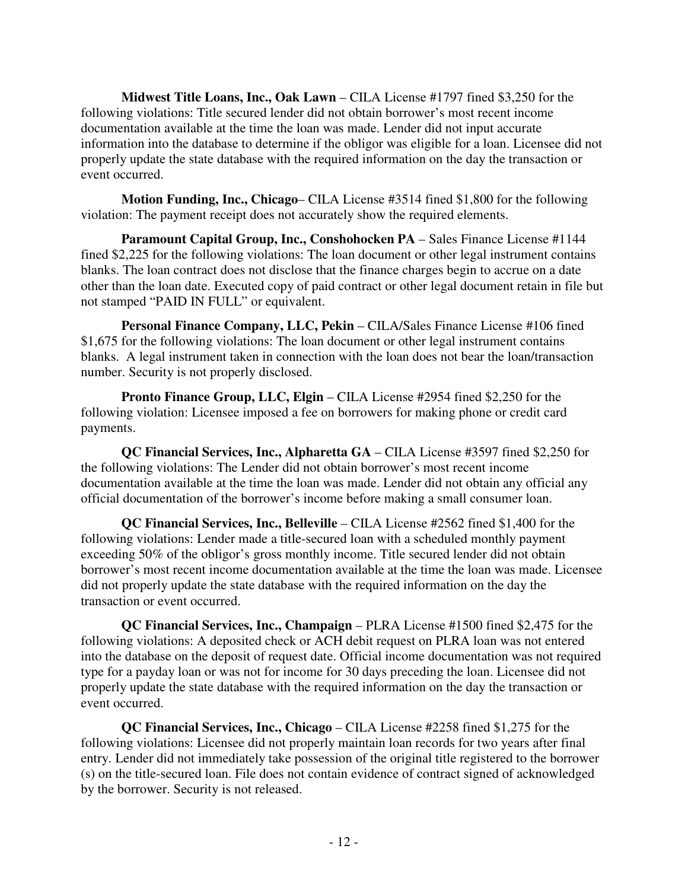**Midwest Title Loans, Inc., Oak Lawn** – CILA License #1797 fined $3,250 for the following violations: Title secured lender did not obtain borrower's most recent income documentation available at the time the loan was made. Lender did not input accurate information into the database to determine if the obligor was eligible for a loan. Licensee did not properly update the state database with the required information on the day the transaction or event occurred.

**Motion Funding, Inc., Chicago**– CILA License #3514 fined $1,800 for the following violation: The payment receipt does not accurately show the required elements.

**Paramount Capital Group, Inc., Conshohocken PA** – Sales Finance License #1144 fined $2,225 for the following violations: The loan document or other legal instrument contains blanks. The loan contract does not disclose that the finance charges begin to accrue on a date other than the loan date. Executed copy of paid contract or other legal document retain in file but not stamped "PAID IN FULL" or equivalent.

**Personal Finance Company, LLC, Pekin** – CILA/Sales Finance License #106 fined $1,675 for the following violations: The loan document or other legal instrument contains blanks. A legal instrument taken in connection with the loan does not bear the loan/transaction number. Security is not properly disclosed.

**Pronto Finance Group, LLC, Elgin** – CILA License #2954 fined $2,250 for the following violation: Licensee imposed a fee on borrowers for making phone or credit card payments.

**QC Financial Services, Inc., Alpharetta GA** – CILA License #3597 fined $2,250 for the following violations: The Lender did not obtain borrower's most recent income documentation available at the time the loan was made. Lender did not obtain any official any official documentation of the borrower's income before making a small consumer loan.

**QC Financial Services, Inc., Belleville** – CILA License #2562 fined $1,400 for the following violations: Lender made a title-secured loan with a scheduled monthly payment exceeding 50% of the obligor's gross monthly income. Title secured lender did not obtain borrower's most recent income documentation available at the time the loan was made. Licensee did not properly update the state database with the required information on the day the transaction or event occurred.

**QC Financial Services, Inc., Champaign** – PLRA License #1500 fined $2,475 for the following violations: A deposited check or ACH debit request on PLRA loan was not entered into the database on the deposit of request date. Official income documentation was not required type for a payday loan or was not for income for 30 days preceding the loan. Licensee did not properly update the state database with the required information on the day the transaction or event occurred.

**QC Financial Services, Inc., Chicago** – CILA License #2258 fined $1,275 for the following violations: Licensee did not properly maintain loan records for two years after final entry. Lender did not immediately take possession of the original title registered to the borrower (s) on the title-secured loan. File does not contain evidence of contract signed of acknowledged by the borrower. Security is not released.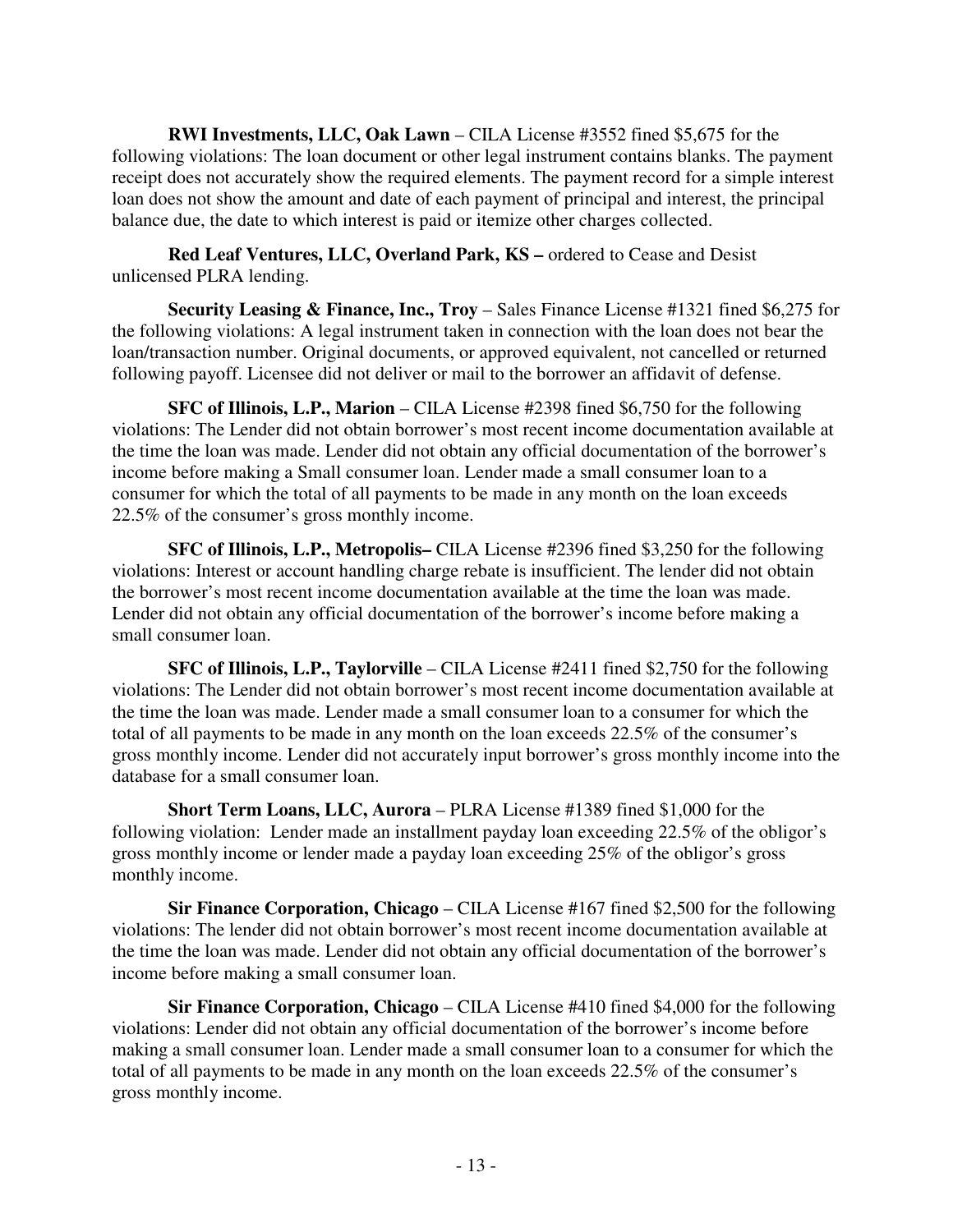**RWI Investments, LLC, Oak Lawn** – CILA License #3552 fined $5,675 for the following violations: The loan document or other legal instrument contains blanks. The payment receipt does not accurately show the required elements. The payment record for a simple interest loan does not show the amount and date of each payment of principal and interest, the principal balance due, the date to which interest is paid or itemize other charges collected.

**Red Leaf Ventures, LLC, Overland Park, KS –** ordered to Cease and Desist unlicensed PLRA lending.

**Security Leasing & Finance, Inc., Troy** – Sales Finance License #1321 fined $6,275 for the following violations: A legal instrument taken in connection with the loan does not bear the loan/transaction number. Original documents, or approved equivalent, not cancelled or returned following payoff. Licensee did not deliver or mail to the borrower an affidavit of defense.

**SFC of Illinois, L.P., Marion** – CILA License #2398 fined $6,750 for the following violations: The Lender did not obtain borrower's most recent income documentation available at the time the loan was made. Lender did not obtain any official documentation of the borrower's income before making a Small consumer loan. Lender made a small consumer loan to a consumer for which the total of all payments to be made in any month on the loan exceeds 22.5% of the consumer's gross monthly income.

**SFC of Illinois, L.P., Metropolis–** CILA License #2396 fined $3,250 for the following violations: Interest or account handling charge rebate is insufficient. The lender did not obtain the borrower's most recent income documentation available at the time the loan was made. Lender did not obtain any official documentation of the borrower's income before making a small consumer loan.

**SFC of Illinois, L.P., Taylorville** – CILA License #2411 fined $2,750 for the following violations: The Lender did not obtain borrower's most recent income documentation available at the time the loan was made. Lender made a small consumer loan to a consumer for which the total of all payments to be made in any month on the loan exceeds 22.5% of the consumer's gross monthly income. Lender did not accurately input borrower's gross monthly income into the database for a small consumer loan.

**Short Term Loans, LLC, Aurora** – PLRA License #1389 fined $1,000 for the following violation: Lender made an installment payday loan exceeding 22.5% of the obligor's gross monthly income or lender made a payday loan exceeding 25% of the obligor's gross monthly income.

**Sir Finance Corporation, Chicago** – CILA License #167 fined $2,500 for the following violations: The lender did not obtain borrower's most recent income documentation available at the time the loan was made. Lender did not obtain any official documentation of the borrower's income before making a small consumer loan.

**Sir Finance Corporation, Chicago** – CILA License #410 fined $4,000 for the following violations: Lender did not obtain any official documentation of the borrower's income before making a small consumer loan. Lender made a small consumer loan to a consumer for which the total of all payments to be made in any month on the loan exceeds 22.5% of the consumer's gross monthly income.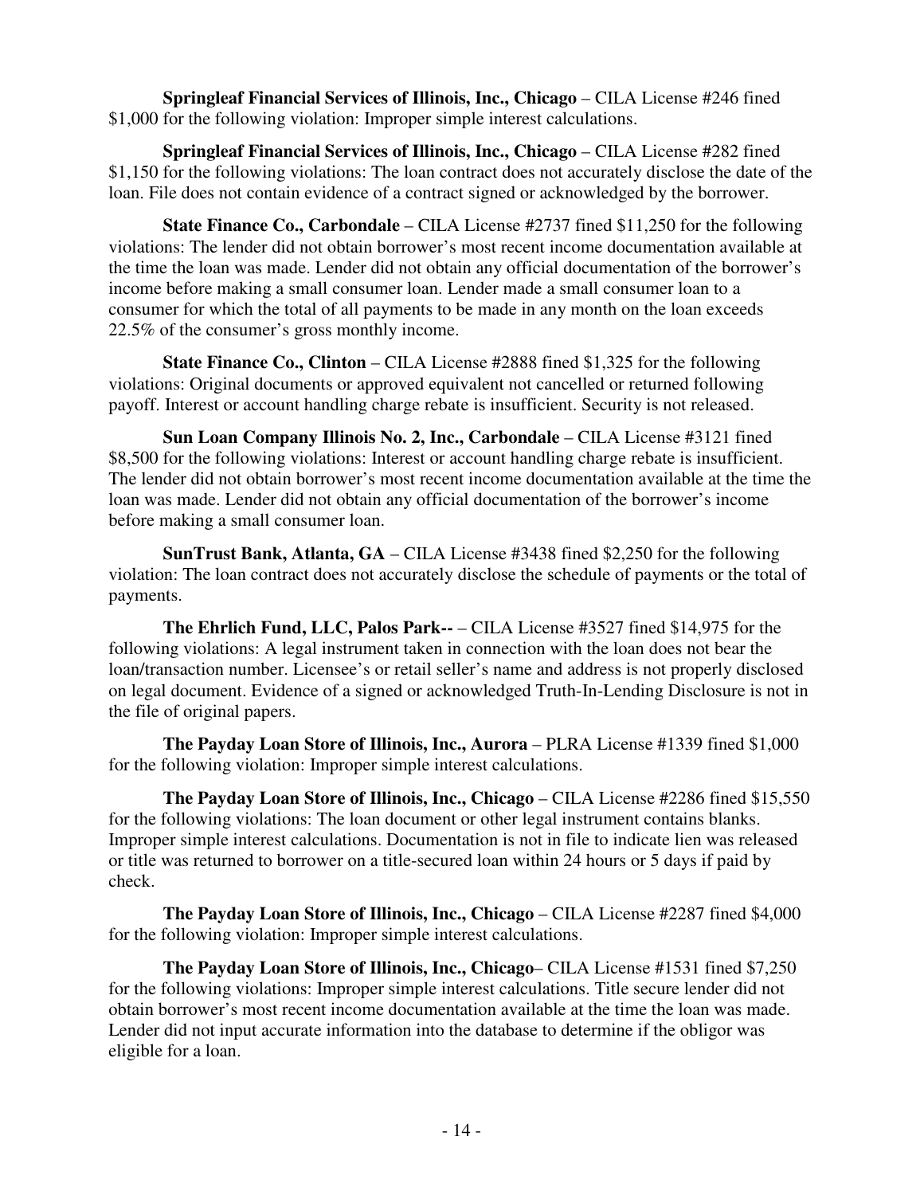**Springleaf Financial Services of Illinois, Inc., Chicago** – CILA License #246 fined $1,000 for the following violation: Improper simple interest calculations.

**Springleaf Financial Services of Illinois, Inc., Chicago** – CILA License #282 fined $1,150 for the following violations: The loan contract does not accurately disclose the date of the loan. File does not contain evidence of a contract signed or acknowledged by the borrower.

**State Finance Co., Carbondale** – CILA License #2737 fined $11,250 for the following violations: The lender did not obtain borrower's most recent income documentation available at the time the loan was made. Lender did not obtain any official documentation of the borrower's income before making a small consumer loan. Lender made a small consumer loan to a consumer for which the total of all payments to be made in any month on the loan exceeds 22.5% of the consumer's gross monthly income.

**State Finance Co., Clinton** – CILA License #2888 fined $1,325 for the following violations: Original documents or approved equivalent not cancelled or returned following payoff. Interest or account handling charge rebate is insufficient. Security is not released.

**Sun Loan Company Illinois No. 2, Inc., Carbondale** – CILA License #3121 fined $8,500 for the following violations: Interest or account handling charge rebate is insufficient. The lender did not obtain borrower's most recent income documentation available at the time the loan was made. Lender did not obtain any official documentation of the borrower's income before making a small consumer loan.

**SunTrust Bank, Atlanta, GA** – CILA License #3438 fined $2,250 for the following violation: The loan contract does not accurately disclose the schedule of payments or the total of payments.

**The Ehrlich Fund, LLC, Palos Park--** – CILA License #3527 fined $14,975 for the following violations: A legal instrument taken in connection with the loan does not bear the loan/transaction number. Licensee's or retail seller's name and address is not properly disclosed on legal document. Evidence of a signed or acknowledged Truth-In-Lending Disclosure is not in the file of original papers.

**The Payday Loan Store of Illinois, Inc., Aurora** – PLRA License #1339 fined $1,000 for the following violation: Improper simple interest calculations.

**The Payday Loan Store of Illinois, Inc., Chicago** – CILA License #2286 fined $15,550 for the following violations: The loan document or other legal instrument contains blanks. Improper simple interest calculations. Documentation is not in file to indicate lien was released or title was returned to borrower on a title-secured loan within 24 hours or 5 days if paid by check.

**The Payday Loan Store of Illinois, Inc., Chicago** – CILA License #2287 fined $4,000 for the following violation: Improper simple interest calculations.

**The Payday Loan Store of Illinois, Inc., Chicago**– CILA License #1531 fined $7,250 for the following violations: Improper simple interest calculations. Title secure lender did not obtain borrower's most recent income documentation available at the time the loan was made. Lender did not input accurate information into the database to determine if the obligor was eligible for a loan.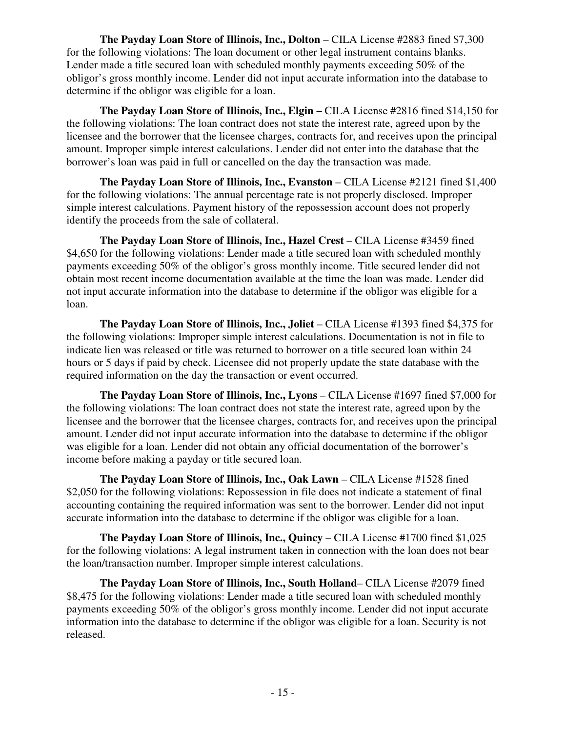**The Payday Loan Store of Illinois, Inc., Dolton** – CILA License #2883 fined $7,300 for the following violations: The loan document or other legal instrument contains blanks. Lender made a title secured loan with scheduled monthly payments exceeding 50% of the obligor's gross monthly income. Lender did not input accurate information into the database to determine if the obligor was eligible for a loan.

**The Payday Loan Store of Illinois, Inc., Elgin –** CILA License #2816 fined $14,150 for the following violations: The loan contract does not state the interest rate, agreed upon by the licensee and the borrower that the licensee charges, contracts for, and receives upon the principal amount. Improper simple interest calculations. Lender did not enter into the database that the borrower's loan was paid in full or cancelled on the day the transaction was made.

**The Payday Loan Store of Illinois, Inc., Evanston** – CILA License #2121 fined $1,400 for the following violations: The annual percentage rate is not properly disclosed. Improper simple interest calculations. Payment history of the repossession account does not properly identify the proceeds from the sale of collateral.

**The Payday Loan Store of Illinois, Inc., Hazel Crest** – CILA License #3459 fined $4,650 for the following violations: Lender made a title secured loan with scheduled monthly payments exceeding 50% of the obligor's gross monthly income. Title secured lender did not obtain most recent income documentation available at the time the loan was made. Lender did not input accurate information into the database to determine if the obligor was eligible for a loan.

**The Payday Loan Store of Illinois, Inc., Joliet** – CILA License #1393 fined $4,375 for the following violations: Improper simple interest calculations. Documentation is not in file to indicate lien was released or title was returned to borrower on a title secured loan within 24 hours or 5 days if paid by check. Licensee did not properly update the state database with the required information on the day the transaction or event occurred.

**The Payday Loan Store of Illinois, Inc., Lyons** – CILA License #1697 fined $7,000 for the following violations: The loan contract does not state the interest rate, agreed upon by the licensee and the borrower that the licensee charges, contracts for, and receives upon the principal amount. Lender did not input accurate information into the database to determine if the obligor was eligible for a loan. Lender did not obtain any official documentation of the borrower's income before making a payday or title secured loan.

**The Payday Loan Store of Illinois, Inc., Oak Lawn** – CILA License #1528 fined $2,050 for the following violations: Repossession in file does not indicate a statement of final accounting containing the required information was sent to the borrower. Lender did not input accurate information into the database to determine if the obligor was eligible for a loan.

**The Payday Loan Store of Illinois, Inc., Quincy** – CILA License #1700 fined $1,025 for the following violations: A legal instrument taken in connection with the loan does not bear the loan/transaction number. Improper simple interest calculations.

**The Payday Loan Store of Illinois, Inc., South Holland**– CILA License #2079 fined $8,475 for the following violations: Lender made a title secured loan with scheduled monthly payments exceeding 50% of the obligor's gross monthly income. Lender did not input accurate information into the database to determine if the obligor was eligible for a loan. Security is not released.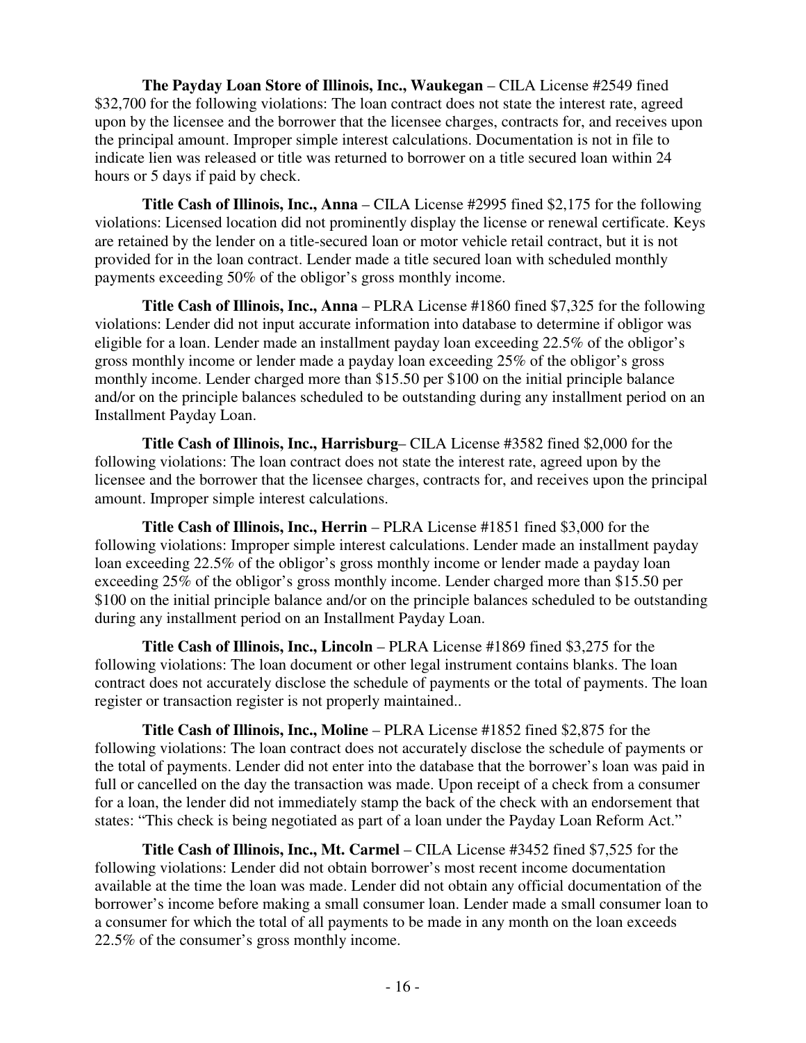**The Payday Loan Store of Illinois, Inc., Waukegan** – CILA License #2549 fined $32,700 for the following violations: The loan contract does not state the interest rate, agreed upon by the licensee and the borrower that the licensee charges, contracts for, and receives upon the principal amount. Improper simple interest calculations. Documentation is not in file to indicate lien was released or title was returned to borrower on a title secured loan within 24 hours or 5 days if paid by check.

**Title Cash of Illinois, Inc., Anna** – CILA License #2995 fined $2,175 for the following violations: Licensed location did not prominently display the license or renewal certificate. Keys are retained by the lender on a title-secured loan or motor vehicle retail contract, but it is not provided for in the loan contract. Lender made a title secured loan with scheduled monthly payments exceeding 50% of the obligor's gross monthly income.

**Title Cash of Illinois, Inc., Anna** – PLRA License #1860 fined $7,325 for the following violations: Lender did not input accurate information into database to determine if obligor was eligible for a loan. Lender made an installment payday loan exceeding 22.5% of the obligor's gross monthly income or lender made a payday loan exceeding 25% of the obligor's gross monthly income. Lender charged more than $15.50 per $100 on the initial principle balance and/or on the principle balances scheduled to be outstanding during any installment period on an Installment Payday Loan.

**Title Cash of Illinois, Inc., Harrisburg**– CILA License #3582 fined $2,000 for the following violations: The loan contract does not state the interest rate, agreed upon by the licensee and the borrower that the licensee charges, contracts for, and receives upon the principal amount. Improper simple interest calculations.

**Title Cash of Illinois, Inc., Herrin** – PLRA License #1851 fined $3,000 for the following violations: Improper simple interest calculations. Lender made an installment payday loan exceeding 22.5% of the obligor's gross monthly income or lender made a payday loan exceeding 25% of the obligor's gross monthly income. Lender charged more than $15.50 per $100 on the initial principle balance and/or on the principle balances scheduled to be outstanding during any installment period on an Installment Payday Loan.

**Title Cash of Illinois, Inc., Lincoln** – PLRA License #1869 fined $3,275 for the following violations: The loan document or other legal instrument contains blanks. The loan contract does not accurately disclose the schedule of payments or the total of payments. The loan register or transaction register is not properly maintained..

**Title Cash of Illinois, Inc., Moline** – PLRA License #1852 fined $2,875 for the following violations: The loan contract does not accurately disclose the schedule of payments or the total of payments. Lender did not enter into the database that the borrower's loan was paid in full or cancelled on the day the transaction was made. Upon receipt of a check from a consumer for a loan, the lender did not immediately stamp the back of the check with an endorsement that states: "This check is being negotiated as part of a loan under the Payday Loan Reform Act."

**Title Cash of Illinois, Inc., Mt. Carmel** – CILA License #3452 fined $7,525 for the following violations: Lender did not obtain borrower's most recent income documentation available at the time the loan was made. Lender did not obtain any official documentation of the borrower's income before making a small consumer loan. Lender made a small consumer loan to a consumer for which the total of all payments to be made in any month on the loan exceeds 22.5% of the consumer's gross monthly income.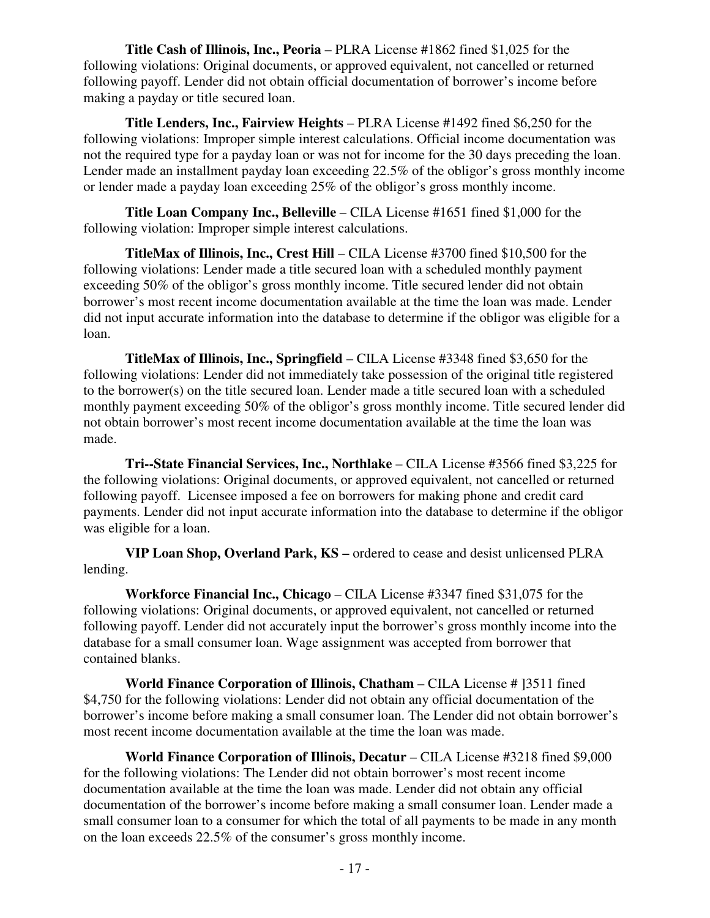**Title Cash of Illinois, Inc., Peoria** – PLRA License #1862 fined $1,025 for the following violations: Original documents, or approved equivalent, not cancelled or returned following payoff. Lender did not obtain official documentation of borrower's income before making a payday or title secured loan.

**Title Lenders, Inc., Fairview Heights** – PLRA License #1492 fined $6,250 for the following violations: Improper simple interest calculations. Official income documentation was not the required type for a payday loan or was not for income for the 30 days preceding the loan. Lender made an installment payday loan exceeding 22.5% of the obligor's gross monthly income or lender made a payday loan exceeding 25% of the obligor's gross monthly income.

**Title Loan Company Inc., Belleville** – CILA License #1651 fined $1,000 for the following violation: Improper simple interest calculations.

**TitleMax of Illinois, Inc., Crest Hill** – CILA License #3700 fined $10,500 for the following violations: Lender made a title secured loan with a scheduled monthly payment exceeding 50% of the obligor's gross monthly income. Title secured lender did not obtain borrower's most recent income documentation available at the time the loan was made. Lender did not input accurate information into the database to determine if the obligor was eligible for a loan.

**TitleMax of Illinois, Inc., Springfield** – CILA License #3348 fined $3,650 for the following violations: Lender did not immediately take possession of the original title registered to the borrower(s) on the title secured loan. Lender made a title secured loan with a scheduled monthly payment exceeding 50% of the obligor's gross monthly income. Title secured lender did not obtain borrower's most recent income documentation available at the time the loan was made.

**Tri--State Financial Services, Inc., Northlake** – CILA License #3566 fined $3,225 for the following violations: Original documents, or approved equivalent, not cancelled or returned following payoff. Licensee imposed a fee on borrowers for making phone and credit card payments. Lender did not input accurate information into the database to determine if the obligor was eligible for a loan.

**VIP Loan Shop, Overland Park, KS –** ordered to cease and desist unlicensed PLRA lending.

**Workforce Financial Inc., Chicago** – CILA License #3347 fined $31,075 for the following violations: Original documents, or approved equivalent, not cancelled or returned following payoff. Lender did not accurately input the borrower's gross monthly income into the database for a small consumer loan. Wage assignment was accepted from borrower that contained blanks.

**World Finance Corporation of Illinois, Chatham** – CILA License # ]3511 fined $4,750 for the following violations: Lender did not obtain any official documentation of the borrower's income before making a small consumer loan. The Lender did not obtain borrower's most recent income documentation available at the time the loan was made.

**World Finance Corporation of Illinois, Decatur** – CILA License #3218 fined $9,000 for the following violations: The Lender did not obtain borrower's most recent income documentation available at the time the loan was made. Lender did not obtain any official documentation of the borrower's income before making a small consumer loan. Lender made a small consumer loan to a consumer for which the total of all payments to be made in any month on the loan exceeds 22.5% of the consumer's gross monthly income.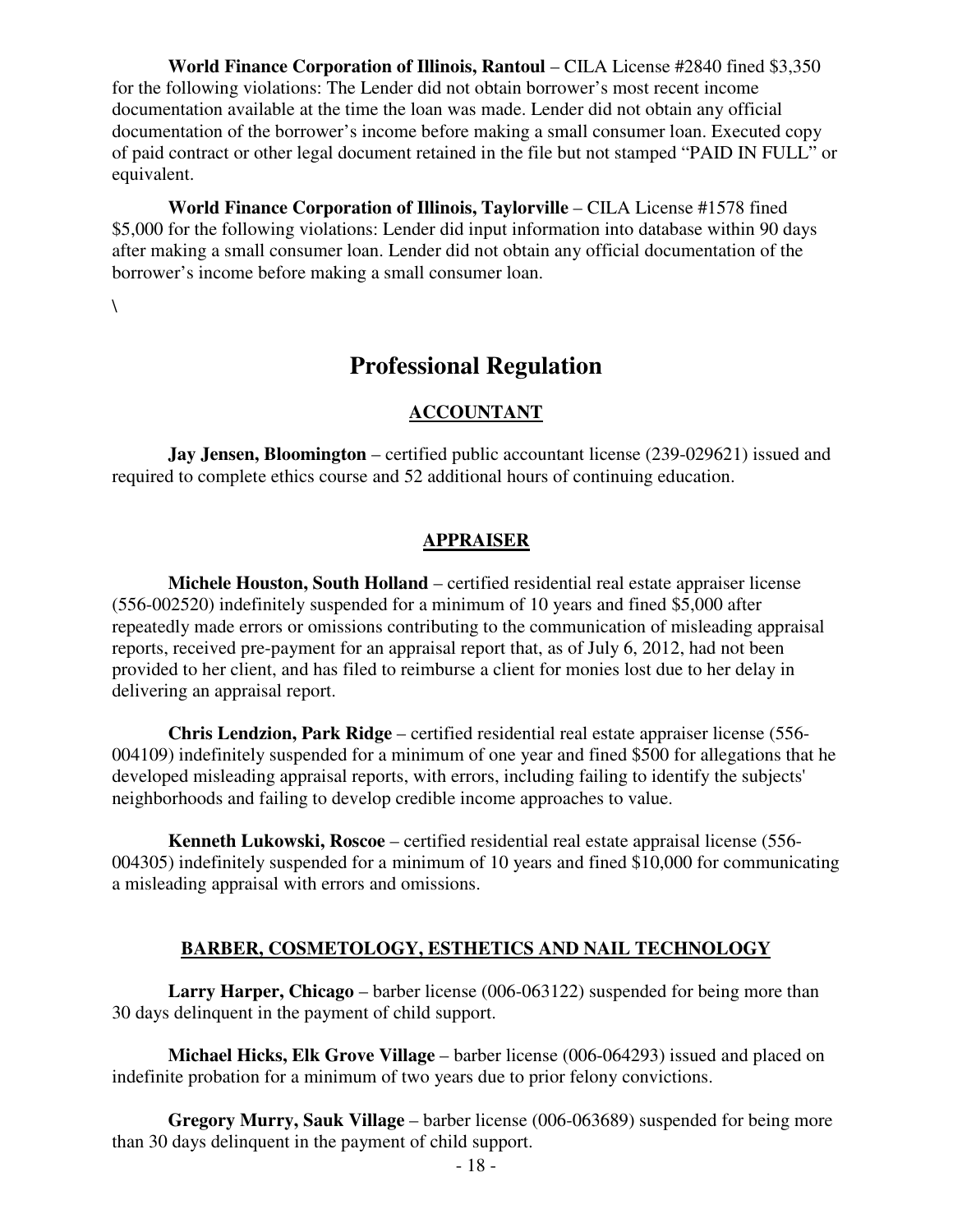**World Finance Corporation of Illinois, Rantoul** – CILA License #2840 fined $3,350 for the following violations: The Lender did not obtain borrower's most recent income documentation available at the time the loan was made. Lender did not obtain any official documentation of the borrower's income before making a small consumer loan. Executed copy of paid contract or other legal document retained in the file but not stamped "PAID IN FULL" or equivalent.

**World Finance Corporation of Illinois, Taylorville** – CILA License #1578 fined $5,000 for the following violations: Lender did input information into database within 90 days after making a small consumer loan. Lender did not obtain any official documentation of the borrower's income before making a small consumer loan.

\

# Professional Regulation

## ACCOUNTANT

**Jay Jensen, Bloomington** – certified public accountant license (239-029621) issued and required to complete ethics course and 52 additional hours of continuing education.

## APPRAISER

**Michele Houston, South Holland** – certified residential real estate appraiser license (556-002520) indefinitely suspended for a minimum of 10 years and fined $5,000 after repeatedly made errors or omissions contributing to the communication of misleading appraisal reports, received pre-payment for an appraisal report that, as of July 6, 2012, had not been provided to her client, and has filed to reimburse a client for monies lost due to her delay in delivering an appraisal report.

**Chris Lendzion, Park Ridge** – certified residential real estate appraiser license (556-004109) indefinitely suspended for a minimum of one year and fined $500 for allegations that he developed misleading appraisal reports, with errors, including failing to identify the subjects' neighborhoods and failing to develop credible income approaches to value.

**Kenneth Lukowski, Roscoe** – certified residential real estate appraisal license (556-004305) indefinitely suspended for a minimum of 10 years and fined $10,000 for communicating a misleading appraisal with errors and omissions.

## BARBER, COSMETOLOGY, ESTHETICS AND NAIL TECHNOLOGY

**Larry Harper, Chicago** – barber license (006-063122) suspended for being more than 30 days delinquent in the payment of child support.

**Michael Hicks, Elk Grove Village** – barber license (006-064293) issued and placed on indefinite probation for a minimum of two years due to prior felony convictions.

**Gregory Murry, Sauk Village** – barber license (006-063689) suspended for being more than 30 days delinquent in the payment of child support.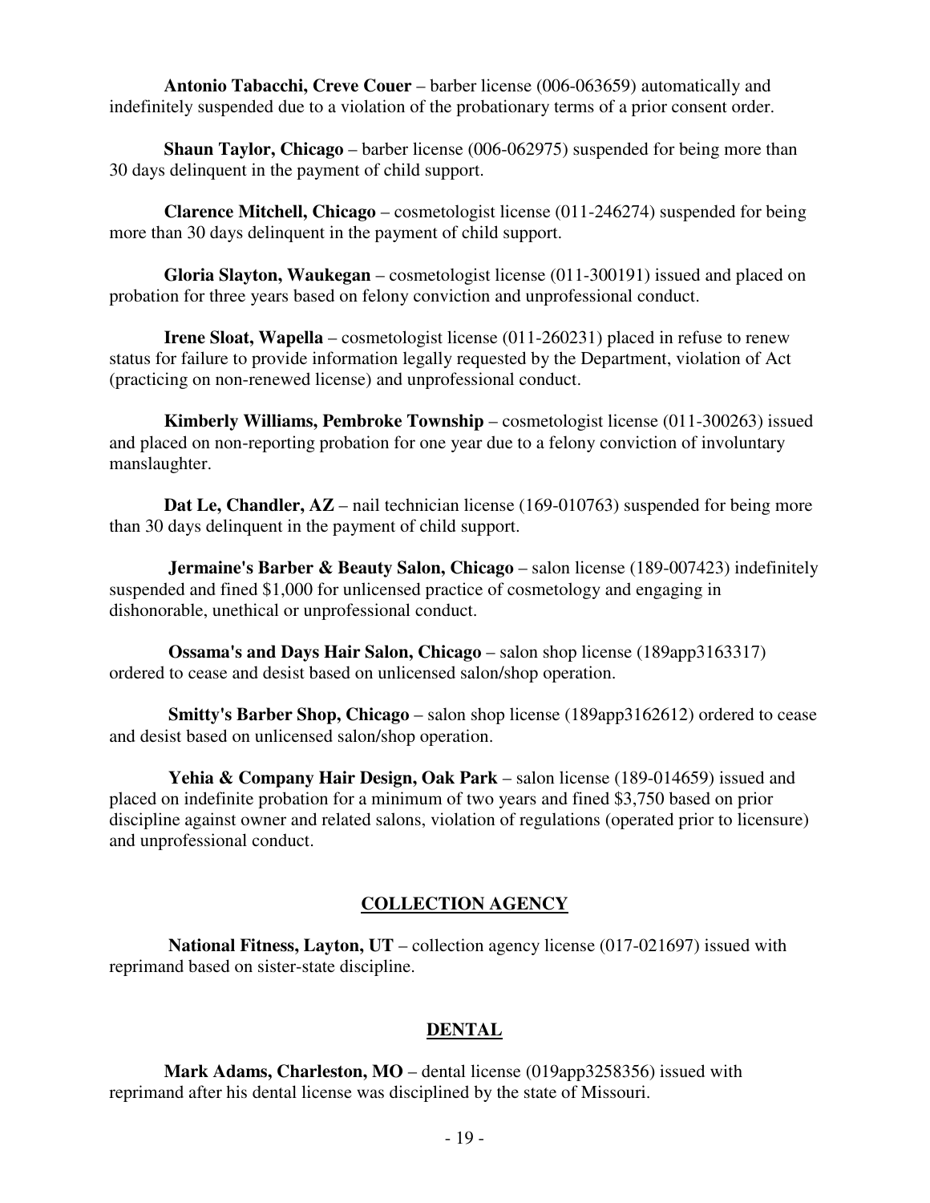**Antonio Tabacchi, Creve Couer** – barber license (006-063659) automatically and indefinitely suspended due to a violation of the probationary terms of a prior consent order.

**Shaun Taylor, Chicago** – barber license (006-062975) suspended for being more than 30 days delinquent in the payment of child support.

**Clarence Mitchell, Chicago** – cosmetologist license (011-246274) suspended for being more than 30 days delinquent in the payment of child support.

**Gloria Slayton, Waukegan** – cosmetologist license (011-300191) issued and placed on probation for three years based on felony conviction and unprofessional conduct.

**Irene Sloat, Wapella** – cosmetologist license (011-260231) placed in refuse to renew status for failure to provide information legally requested by the Department, violation of Act (practicing on non-renewed license) and unprofessional conduct.

**Kimberly Williams, Pembroke Township** – cosmetologist license (011-300263) issued and placed on non-reporting probation for one year due to a felony conviction of involuntary manslaughter.

**Dat Le, Chandler, AZ** – nail technician license (169-010763) suspended for being more than 30 days delinquent in the payment of child support.

**Jermaine's Barber & Beauty Salon, Chicago** – salon license (189-007423) indefinitely suspended and fined $1,000 for unlicensed practice of cosmetology and engaging in dishonorable, unethical or unprofessional conduct.

**Ossama's and Days Hair Salon, Chicago** – salon shop license (189app3163317) ordered to cease and desist based on unlicensed salon/shop operation.

**Smitty's Barber Shop, Chicago** – salon shop license (189app3162612) ordered to cease and desist based on unlicensed salon/shop operation.

**Yehia & Company Hair Design, Oak Park** – salon license (189-014659) issued and placed on indefinite probation for a minimum of two years and fined $3,750 based on prior discipline against owner and related salons, violation of regulations (operated prior to licensure) and unprofessional conduct.

## COLLECTION AGENCY

**National Fitness, Layton, UT** – collection agency license (017-021697) issued with reprimand based on sister-state discipline.

## DENTAL

**Mark Adams, Charleston, MO** – dental license (019app3258356) issued with reprimand after his dental license was disciplined by the state of Missouri.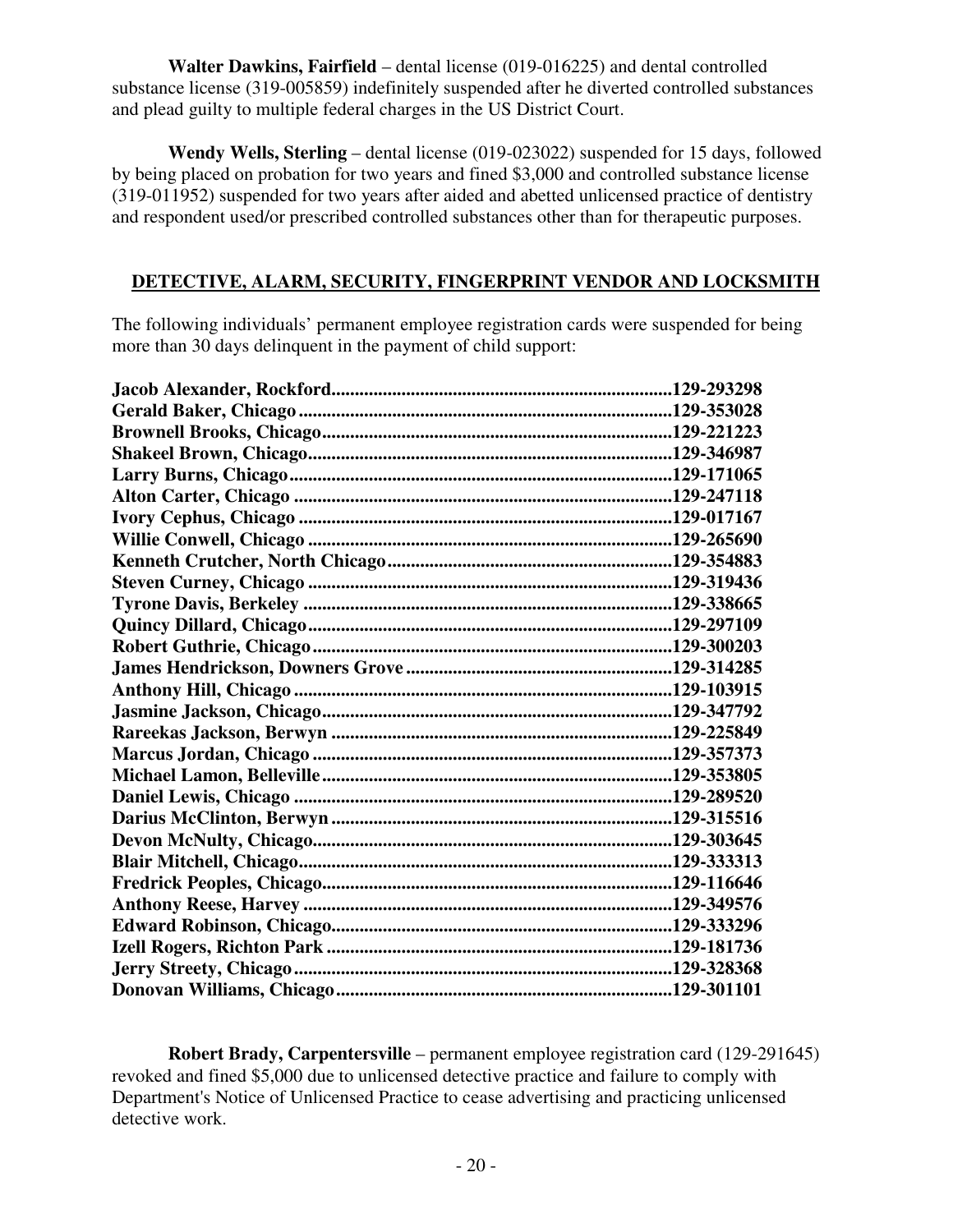**Walter Dawkins, Fairfield** – dental license (019-016225) and dental controlled substance license (319-005859) indefinitely suspended after he diverted controlled substances and plead guilty to multiple federal charges in the US District Court.

**Wendy Wells, Sterling** – dental license (019-023022) suspended for 15 days, followed by being placed on probation for two years and fined $3,000 and controlled substance license (319-011952) suspended for two years after aided and abetted unlicensed practice of dentistry and respondent used/or prescribed controlled substances other than for therapeutic purposes.

## DETECTIVE, ALARM, SECURITY, FINGERPRINT VENDOR AND LOCKSMITH

The following individuals' permanent employee registration cards were suspended for being more than 30 days delinquent in the payment of child support:

**Jacob Alexander, Rockford........................................................................129-293298**
**Gerald Baker, Chicago................................................................................129-353028**
**Brownell Brooks, Chicago..........................................................................129-221223**
**Shakeel Brown, Chicago.............................................................................129-346987**
**Larry Burns, Chicago..................................................................................129-171065**
**Alton Carter, Chicago.................................................................................129-247118**
**Ivory Cephus, Chicago...............................................................................129-017167**
**Willie Conwell, Chicago.............................................................................129-265690**
**Kenneth Crutcher, North Chicago.............................................................129-354883**
**Steven Curney, Chicago.............................................................................129-319436**
**Tyrone Davis, Berkeley...............................................................................129-338665**
**Quincy Dillard, Chicago.............................................................................129-297109**
**Robert Guthrie, Chicago............................................................................129-300203**
**James Hendrickson, Downers Grove........................................................129-314285**
**Anthony Hill, Chicago................................................................................129-103915**
**Jasmine Jackson, Chicago..........................................................................129-347792**
**Rareekas Jackson, Berwyn.........................................................................129-225849**
**Marcus Jordan, Chicago.............................................................................129-357373**
**Michael Lamon, Belleville..........................................................................129-353805**
**Daniel Lewis, Chicago................................................................................129-289520**
**Darius McClinton, Berwyn........................................................................129-315516**
**Devon McNulty, Chicago...........................................................................129-303645**
**Blair Mitchell, Chicago..............................................................................129-333313**
**Fredrick Peoples, Chicago..........................................................................129-116646**
**Anthony Reese, Harvey..............................................................................129-349576**
**Edward Robinson, Chicago........................................................................129-333296**
**Izell Rogers, Richton Park.........................................................................129-181736**
**Jerry Streety, Chicago................................................................................129-328368**
**Donovan Williams, Chicago.......................................................................129-301101**

**Robert Brady, Carpentersville** – permanent employee registration card (129-291645) revoked and fined $5,000 due to unlicensed detective practice and failure to comply with Department's Notice of Unlicensed Practice to cease advertising and practicing unlicensed detective work.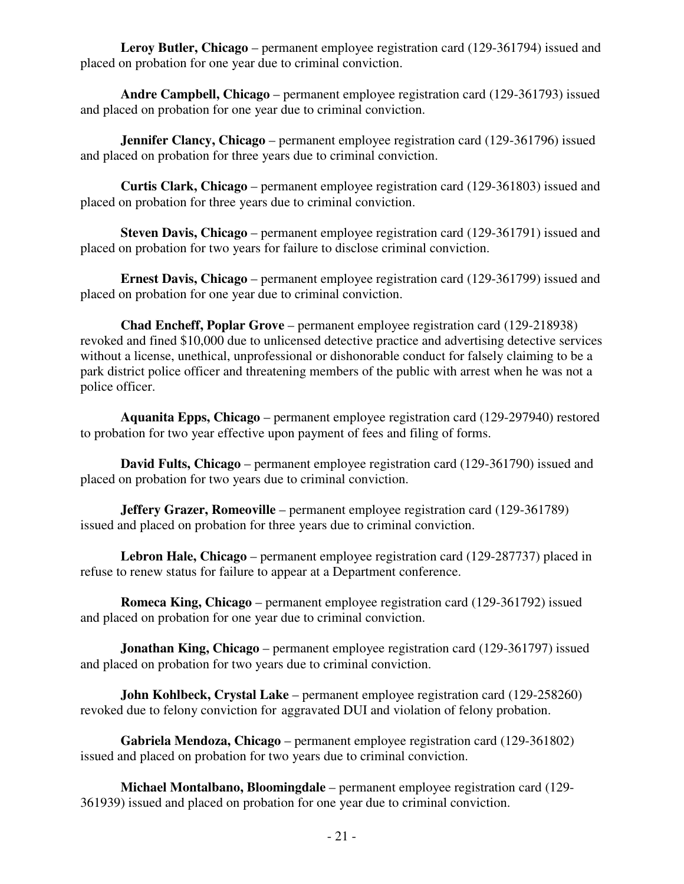**Leroy Butler, Chicago** – permanent employee registration card (129-361794) issued and placed on probation for one year due to criminal conviction.

**Andre Campbell, Chicago** – permanent employee registration card (129-361793) issued and placed on probation for one year due to criminal conviction.

**Jennifer Clancy, Chicago** – permanent employee registration card (129-361796) issued and placed on probation for three years due to criminal conviction.

**Curtis Clark, Chicago** – permanent employee registration card (129-361803) issued and placed on probation for three years due to criminal conviction.

**Steven Davis, Chicago** – permanent employee registration card (129-361791) issued and placed on probation for two years for failure to disclose criminal conviction.

**Ernest Davis, Chicago** – permanent employee registration card (129-361799) issued and placed on probation for one year due to criminal conviction.

**Chad Encheff, Poplar Grove** – permanent employee registration card (129-218938) revoked and fined $10,000 due to unlicensed detective practice and advertising detective services without a license, unethical, unprofessional or dishonorable conduct for falsely claiming to be a park district police officer and threatening members of the public with arrest when he was not a police officer.

**Aquanita Epps, Chicago** – permanent employee registration card (129-297940) restored to probation for two year effective upon payment of fees and filing of forms.

**David Fults, Chicago** – permanent employee registration card (129-361790) issued and placed on probation for two years due to criminal conviction.

**Jeffery Grazer, Romeoville** – permanent employee registration card (129-361789) issued and placed on probation for three years due to criminal conviction.

**Lebron Hale, Chicago** – permanent employee registration card (129-287737) placed in refuse to renew status for failure to appear at a Department conference.

**Romeca King, Chicago** – permanent employee registration card (129-361792) issued and placed on probation for one year due to criminal conviction.

**Jonathan King, Chicago** – permanent employee registration card (129-361797) issued and placed on probation for two years due to criminal conviction.

**John Kohlbeck, Crystal Lake** – permanent employee registration card (129-258260) revoked due to felony conviction for aggravated DUI and violation of felony probation.

**Gabriela Mendoza, Chicago** – permanent employee registration card (129-361802) issued and placed on probation for two years due to criminal conviction.

**Michael Montalbano, Bloomingdale** – permanent employee registration card (129-361939) issued and placed on probation for one year due to criminal conviction.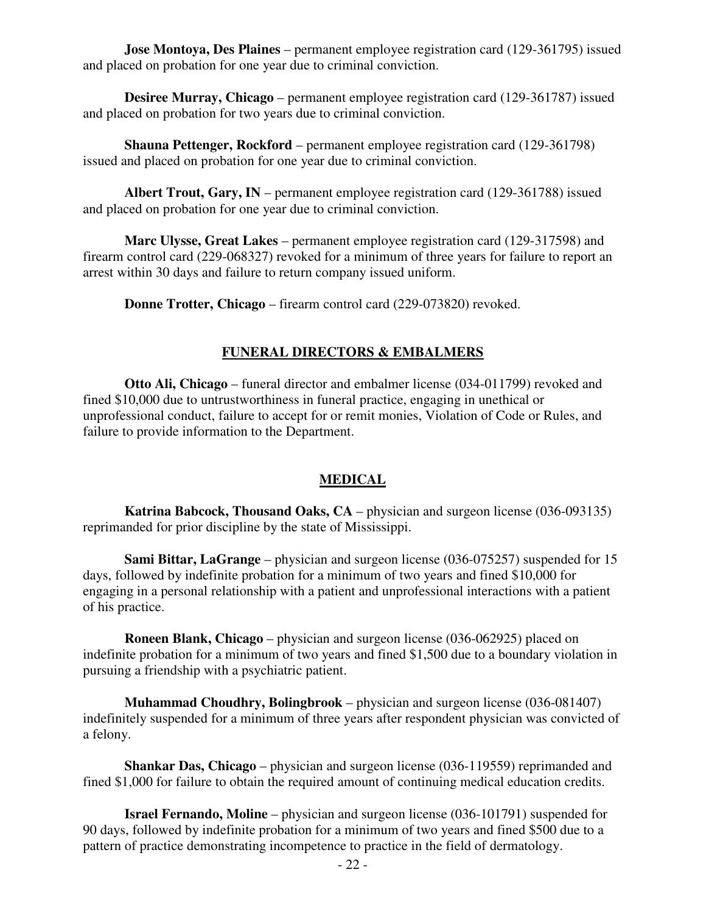**Jose Montoya, Des Plaines** – permanent employee registration card (129-361795) issued and placed on probation for one year due to criminal conviction.

**Desiree Murray, Chicago** – permanent employee registration card (129-361787) issued and placed on probation for two years due to criminal conviction.

**Shauna Pettenger, Rockford** – permanent employee registration card (129-361798) issued and placed on probation for one year due to criminal conviction.

**Albert Trout, Gary, IN** – permanent employee registration card (129-361788) issued and placed on probation for one year due to criminal conviction.

**Marc Ulysse, Great Lakes** – permanent employee registration card (129-317598) and firearm control card (229-068327) revoked for a minimum of three years for failure to report an arrest within 30 days and failure to return company issued uniform.

**Donne Trotter, Chicago** – firearm control card (229-073820) revoked.

## FUNERAL DIRECTORS & EMBALMERS

**Otto Ali, Chicago** – funeral director and embalmer license (034-011799) revoked and fined $10,000 due to untrustworthiness in funeral practice, engaging in unethical or unprofessional conduct, failure to accept for or remit monies, Violation of Code or Rules, and failure to provide information to the Department.

## MEDICAL

**Katrina Babcock, Thousand Oaks, CA** – physician and surgeon license (036-093135) reprimanded for prior discipline by the state of Mississippi.

**Sami Bittar, LaGrange** – physician and surgeon license (036-075257) suspended for 15 days, followed by indefinite probation for a minimum of two years and fined $10,000 for engaging in a personal relationship with a patient and unprofessional interactions with a patient of his practice.

**Roneen Blank, Chicago** – physician and surgeon license (036-062925) placed on indefinite probation for a minimum of two years and fined $1,500 due to a boundary violation in pursuing a friendship with a psychiatric patient.

**Muhammad Choudhry, Bolingbrook** – physician and surgeon license (036-081407) indefinitely suspended for a minimum of three years after respondent physician was convicted of a felony.

**Shankar Das, Chicago** – physician and surgeon license (036-119559) reprimanded and fined $1,000 for failure to obtain the required amount of continuing medical education credits.

**Israel Fernando, Moline** – physician and surgeon license (036-101791) suspended for 90 days, followed by indefinite probation for a minimum of two years and fined $500 due to a pattern of practice demonstrating incompetence to practice in the field of dermatology.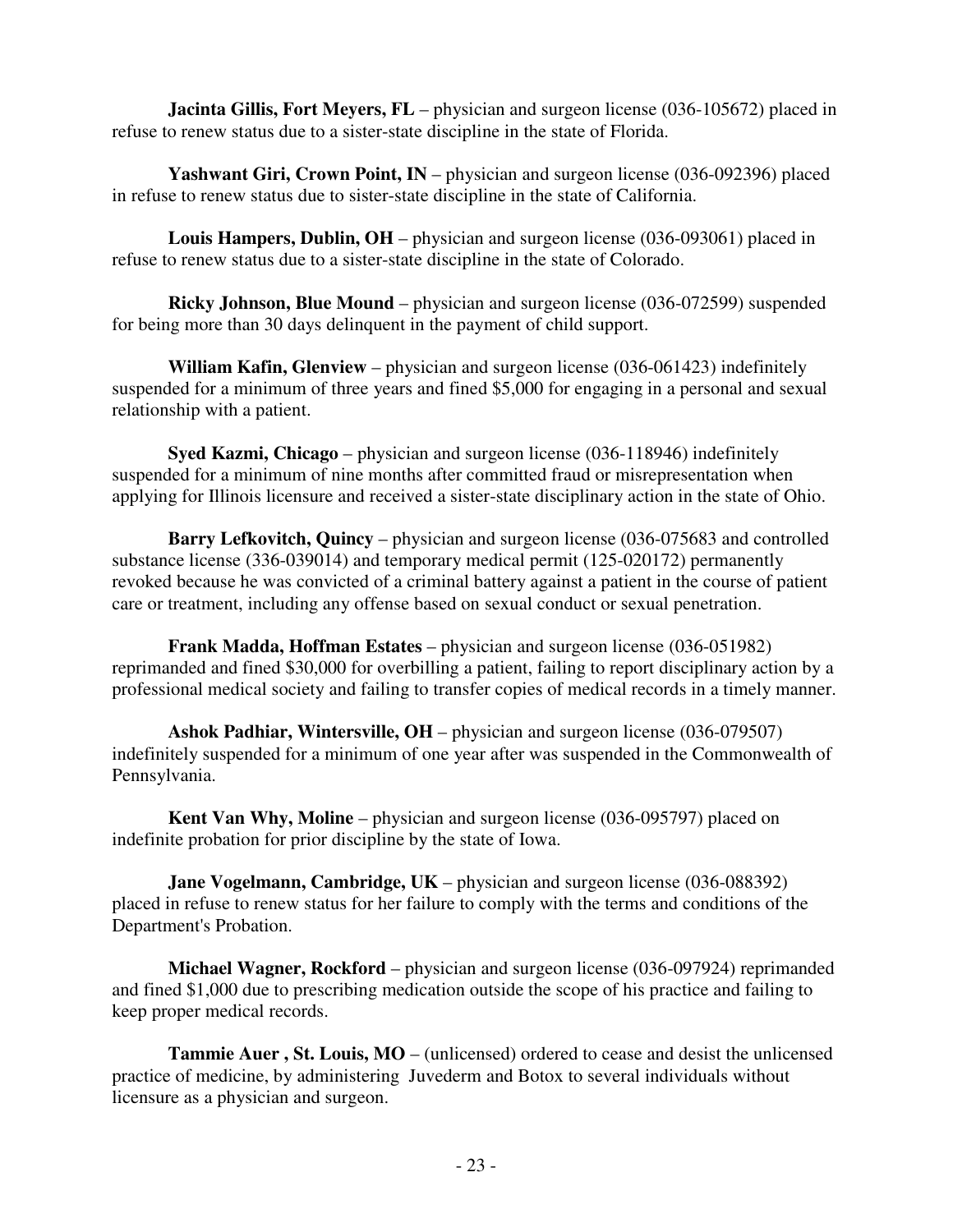**Jacinta Gillis, Fort Meyers, FL** – physician and surgeon license (036-105672) placed in refuse to renew status due to a sister-state discipline in the state of Florida.

**Yashwant Giri, Crown Point, IN** – physician and surgeon license (036-092396) placed in refuse to renew status due to sister-state discipline in the state of California.

**Louis Hampers, Dublin, OH** – physician and surgeon license (036-093061) placed in refuse to renew status due to a sister-state discipline in the state of Colorado.

**Ricky Johnson, Blue Mound** – physician and surgeon license (036-072599) suspended for being more than 30 days delinquent in the payment of child support.

**William Kafin, Glenview** – physician and surgeon license (036-061423) indefinitely suspended for a minimum of three years and fined $5,000 for engaging in a personal and sexual relationship with a patient.

**Syed Kazmi, Chicago** – physician and surgeon license (036-118946) indefinitely suspended for a minimum of nine months after committed fraud or misrepresentation when applying for Illinois licensure and received a sister-state disciplinary action in the state of Ohio.

**Barry Lefkovitch, Quincy** – physician and surgeon license (036-075683 and controlled substance license (336-039014) and temporary medical permit (125-020172) permanently revoked because he was convicted of a criminal battery against a patient in the course of patient care or treatment, including any offense based on sexual conduct or sexual penetration.

**Frank Madda, Hoffman Estates** – physician and surgeon license (036-051982) reprimanded and fined $30,000 for overbilling a patient, failing to report disciplinary action by a professional medical society and failing to transfer copies of medical records in a timely manner.

**Ashok Padhiar, Wintersville, OH** – physician and surgeon license (036-079507) indefinitely suspended for a minimum of one year after was suspended in the Commonwealth of Pennsylvania.

**Kent Van Why, Moline** – physician and surgeon license (036-095797) placed on indefinite probation for prior discipline by the state of Iowa.

**Jane Vogelmann, Cambridge, UK** – physician and surgeon license (036-088392) placed in refuse to renew status for her failure to comply with the terms and conditions of the Department's Probation.

**Michael Wagner, Rockford** – physician and surgeon license (036-097924) reprimanded and fined $1,000 due to prescribing medication outside the scope of his practice and failing to keep proper medical records.

**Tammie Auer , St. Louis, MO** – (unlicensed) ordered to cease and desist the unlicensed practice of medicine, by administering Juvederm and Botox to several individuals without licensure as a physician and surgeon.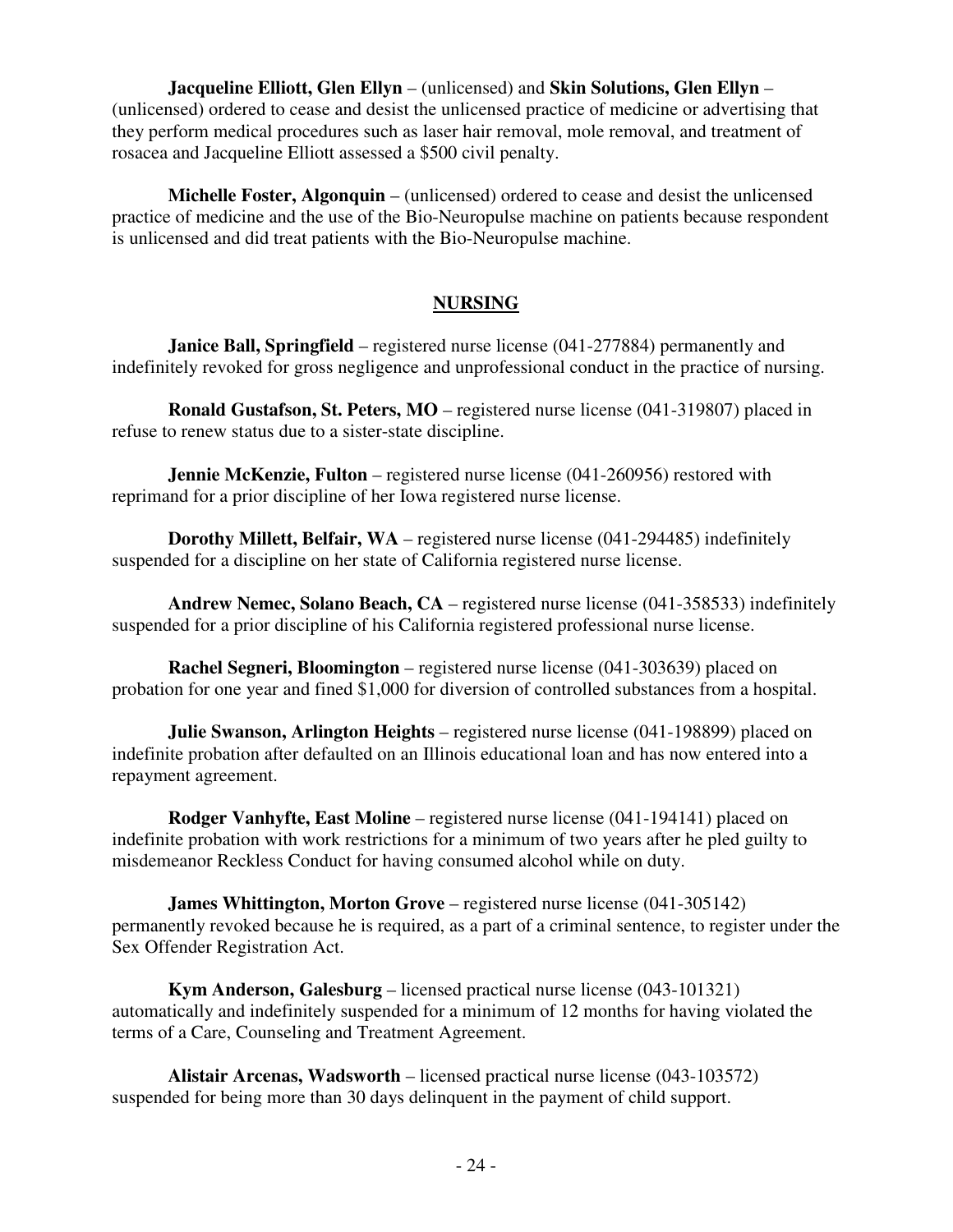**Jacqueline Elliott, Glen Ellyn** – (unlicensed) and **Skin Solutions, Glen Ellyn** – (unlicensed) ordered to cease and desist the unlicensed practice of medicine or advertising that they perform medical procedures such as laser hair removal, mole removal, and treatment of rosacea and Jacqueline Elliott assessed a $500 civil penalty.

**Michelle Foster, Algonquin** – (unlicensed) ordered to cease and desist the unlicensed practice of medicine and the use of the Bio-Neuropulse machine on patients because respondent is unlicensed and did treat patients with the Bio-Neuropulse machine.

## NURSING

**Janice Ball, Springfield** – registered nurse license (041-277884) permanently and indefinitely revoked for gross negligence and unprofessional conduct in the practice of nursing.

**Ronald Gustafson, St. Peters, MO** – registered nurse license (041-319807) placed in refuse to renew status due to a sister-state discipline.

**Jennie McKenzie, Fulton** – registered nurse license (041-260956) restored with reprimand for a prior discipline of her Iowa registered nurse license.

**Dorothy Millett, Belfair, WA** – registered nurse license (041-294485) indefinitely suspended for a discipline on her state of California registered nurse license.

**Andrew Nemec, Solano Beach, CA** – registered nurse license (041-358533) indefinitely suspended for a prior discipline of his California registered professional nurse license.

**Rachel Segneri, Bloomington** – registered nurse license (041-303639) placed on probation for one year and fined $1,000 for diversion of controlled substances from a hospital.

**Julie Swanson, Arlington Heights** – registered nurse license (041-198899) placed on indefinite probation after defaulted on an Illinois educational loan and has now entered into a repayment agreement.

**Rodger Vanhyfte, East Moline** – registered nurse license (041-194141) placed on indefinite probation with work restrictions for a minimum of two years after he pled guilty to misdemeanor Reckless Conduct for having consumed alcohol while on duty.

**James Whittington, Morton Grove** – registered nurse license (041-305142) permanently revoked because he is required, as a part of a criminal sentence, to register under the Sex Offender Registration Act.

**Kym Anderson, Galesburg** – licensed practical nurse license (043-101321) automatically and indefinitely suspended for a minimum of 12 months for having violated the terms of a Care, Counseling and Treatment Agreement.

**Alistair Arcenas, Wadsworth** – licensed practical nurse license (043-103572) suspended for being more than 30 days delinquent in the payment of child support.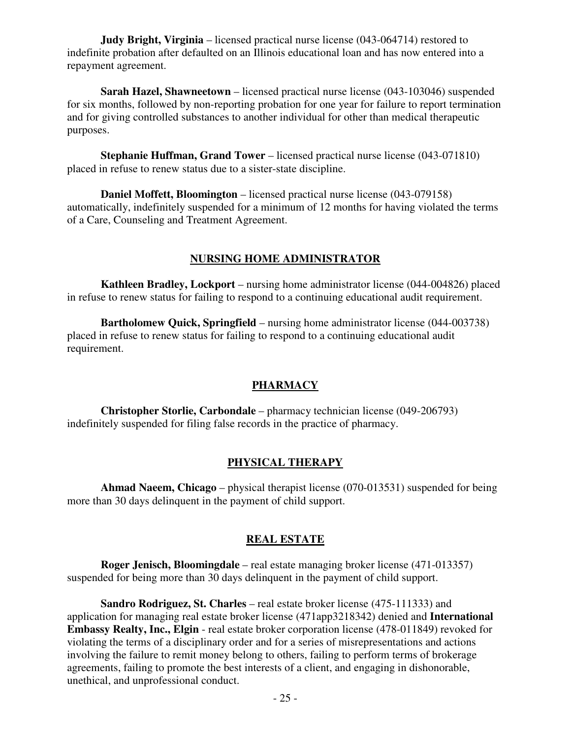**Judy Bright, Virginia** – licensed practical nurse license (043-064714) restored to indefinite probation after defaulted on an Illinois educational loan and has now entered into a repayment agreement.

**Sarah Hazel, Shawneetown** – licensed practical nurse license (043-103046) suspended for six months, followed by non-reporting probation for one year for failure to report termination and for giving controlled substances to another individual for other than medical therapeutic purposes.

**Stephanie Huffman, Grand Tower** – licensed practical nurse license (043-071810) placed in refuse to renew status due to a sister-state discipline.

**Daniel Moffett, Bloomington** – licensed practical nurse license (043-079158) automatically, indefinitely suspended for a minimum of 12 months for having violated the terms of a Care, Counseling and Treatment Agreement.

## NURSING HOME ADMINISTRATOR

**Kathleen Bradley, Lockport** – nursing home administrator license (044-004826) placed in refuse to renew status for failing to respond to a continuing educational audit requirement.

**Bartholomew Quick, Springfield** – nursing home administrator license (044-003738) placed in refuse to renew status for failing to respond to a continuing educational audit requirement.

## PHARMACY

**Christopher Storlie, Carbondale** – pharmacy technician license (049-206793) indefinitely suspended for filing false records in the practice of pharmacy.

## PHYSICAL THERAPY

**Ahmad Naeem, Chicago** – physical therapist license (070-013531) suspended for being more than 30 days delinquent in the payment of child support.

## REAL ESTATE

**Roger Jenisch, Bloomingdale** – real estate managing broker license (471-013357) suspended for being more than 30 days delinquent in the payment of child support.

**Sandro Rodriguez, St. Charles** – real estate broker license (475-111333) and application for managing real estate broker license (471app3218342) denied and **International Embassy Realty, Inc., Elgin** - real estate broker corporation license (478-011849) revoked for violating the terms of a disciplinary order and for a series of misrepresentations and actions involving the failure to remit money belong to others, failing to perform terms of brokerage agreements, failing to promote the best interests of a client, and engaging in dishonorable, unethical, and unprofessional conduct.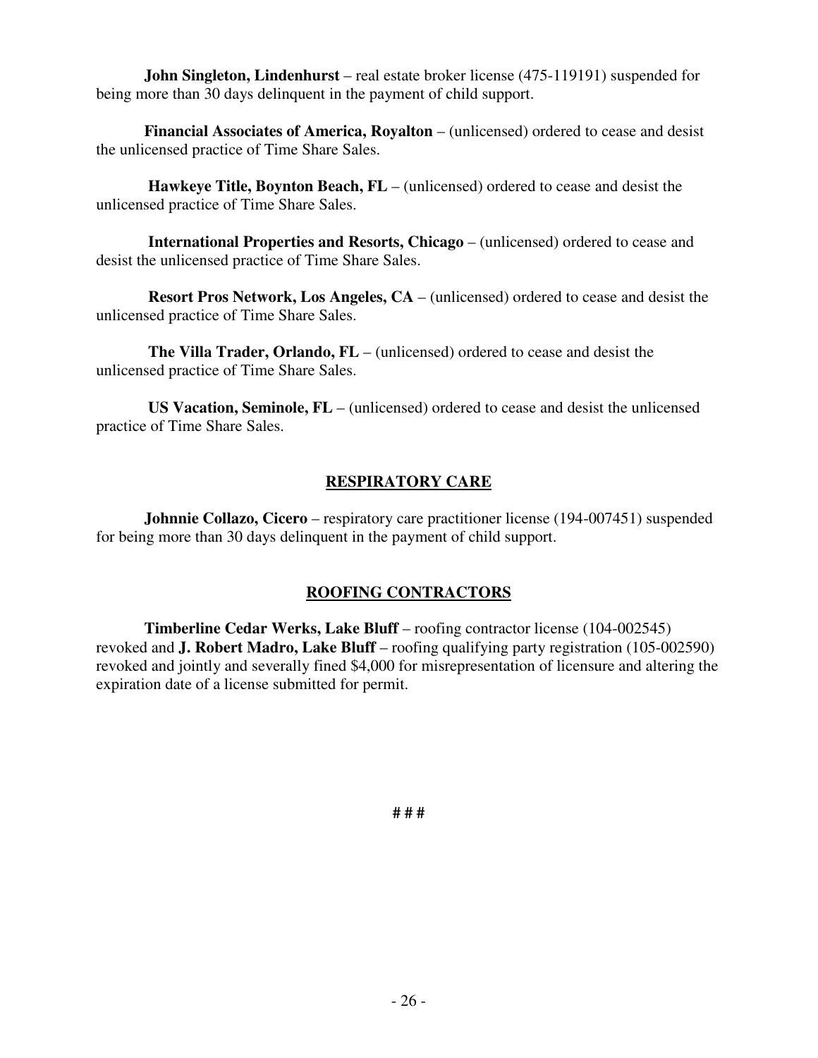**John Singleton, Lindenhurst** – real estate broker license (475-119191) suspended for being more than 30 days delinquent in the payment of child support.

**Financial Associates of America, Royalton** – (unlicensed) ordered to cease and desist the unlicensed practice of Time Share Sales.

**Hawkeye Title, Boynton Beach, FL** – (unlicensed) ordered to cease and desist the unlicensed practice of Time Share Sales.

**International Properties and Resorts, Chicago** – (unlicensed) ordered to cease and desist the unlicensed practice of Time Share Sales.

**Resort Pros Network, Los Angeles, CA** – (unlicensed) ordered to cease and desist the unlicensed practice of Time Share Sales.

**The Villa Trader, Orlando, FL** – (unlicensed) ordered to cease and desist the unlicensed practice of Time Share Sales.

**US Vacation, Seminole, FL** – (unlicensed) ordered to cease and desist the unlicensed practice of Time Share Sales.

## RESPIRATORY CARE

**Johnnie Collazo, Cicero** – respiratory care practitioner license (194-007451) suspended for being more than 30 days delinquent in the payment of child support.

## ROOFING CONTRACTORS

**Timberline Cedar Werks, Lake Bluff** – roofing contractor license (104-002545) revoked and **J. Robert Madro, Lake Bluff** – roofing qualifying party registration (105-002590) revoked and jointly and severally fined $4,000 for misrepresentation of licensure and altering the expiration date of a license submitted for permit.

# # #